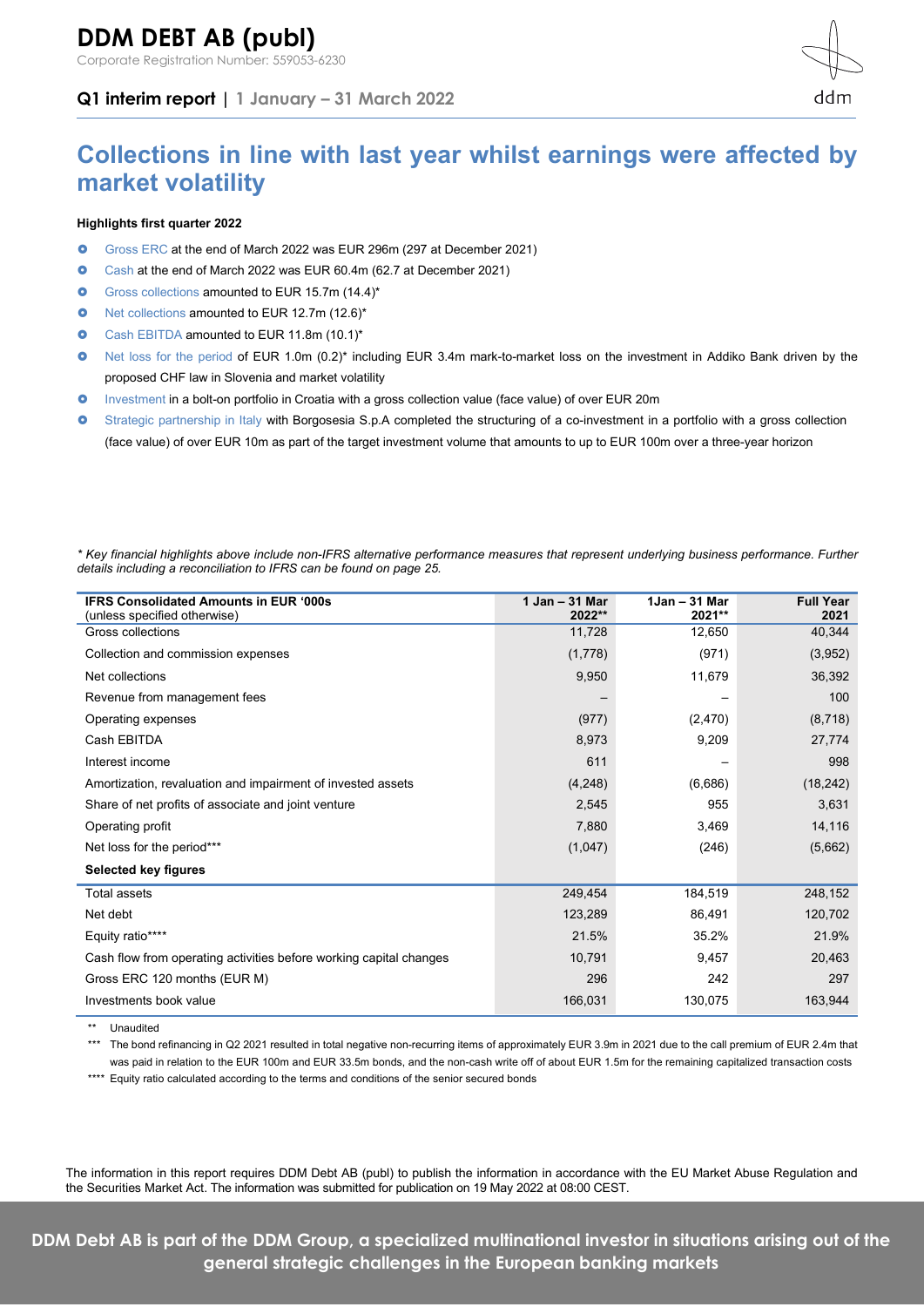# DDM DEBT AB (publ)

Corporate Registration Number: 559053-6230

**Q1 interim report** | 1 January – 31 March 2022

## Collections in line with last year whilst earnings were affected by market volatility

**Highlights first quarter 2022**

- Gross ERC at the end of March 2022 was EUR 296m (297 at December 2021)
- Cash at the end of March 2022 was EUR 60.4m (62.7 at December 2021)
- Gross collections amounted to EUR 15.7m (14.4)*
- Net collections amounted to EUR 12.7m (12.6)*
- Cash EBITDA amounted to EUR 11.8m (10.1)*
- Net loss for the period of EUR 1.0m (0.2)* including EUR 3.4m mark-to-market loss on the investment in Addiko Bank driven by the proposed CHF law in Slovenia and market volatility
- Investment in a bolt-on portfolio in Croatia with a gross collection value (face value) of over EUR 20m
- Strategic partnership in Italy with Borgosesia S.p.A completed the structuring of a co-investment in a portfolio with a gross collection (face value) of over EUR 10m as part of the target investment volume that amounts to up to EUR 100m over a three-year horizon

*\* Key financial highlights above include non-IFRS alternative performance measures that represent underlying business performance. Further details including a reconciliation to IFRS can be found on page 25.*

| IFRS Consolidated Amounts in EUR '000s (unless specified otherwise) | 1 Jan – 31 Mar 2022** | 1Jan – 31 Mar 2021** | Full Year 2021 |
|---|---|---|---|
| Gross collections | 11,728 | 12,650 | 40,344 |
| Collection and commission expenses | (1,778) | (971) | (3,952) |
| Net collections | 9,950 | 11,679 | 36,392 |
| Revenue from management fees | – | – | 100 |
| Operating expenses | (977) | (2,470) | (8,718) |
| Cash EBITDA | 8,973 | 9,209 | 27,774 |
| Interest income | 611 | – | 998 |
| Amortization, revaluation and impairment of invested assets | (4,248) | (6,686) | (18,242) |
| Share of net profits of associate and joint venture | 2,545 | 955 | 3,631 |
| Operating profit | 7,880 | 3,469 | 14,116 |
| Net loss for the period*** | (1,047) | (246) | (5,662) |
| **Selected key figures** | | | |
| Total assets | 249,454 | 184,519 | 248,152 |
| Net debt | 123,289 | 86,491 | 120,702 |
| Equity ratio**** | 21.5% | 35.2% | 21.9% |
| Cash flow from operating activities before working capital changes | 10,791 | 9,457 | 20,463 |
| Gross ERC 120 months (EUR M) | 296 | 242 | 297 |
| Investments book value | 166,031 | 130,075 | 163,944 |

** Unaudited

*** The bond refinancing in Q2 2021 resulted in total negative non-recurring items of approximately EUR 3.9m in 2021 due to the call premium of EUR 2.4m that was paid in relation to the EUR 100m and EUR 33.5m bonds, and the non-cash write off of about EUR 1.5m for the remaining capitalized transaction costs

**** Equity ratio calculated according to the terms and conditions of the senior secured bonds

The information in this report requires DDM Debt AB (publ) to publish the information in accordance with the EU Market Abuse Regulation and the Securities Market Act. The information was submitted for publication on 19 May 2022 at 08:00 CEST.

**DDM Debt AB is part of the DDM Group, a specialized multinational investor in situations arising out of the general strategic challenges in the European banking markets**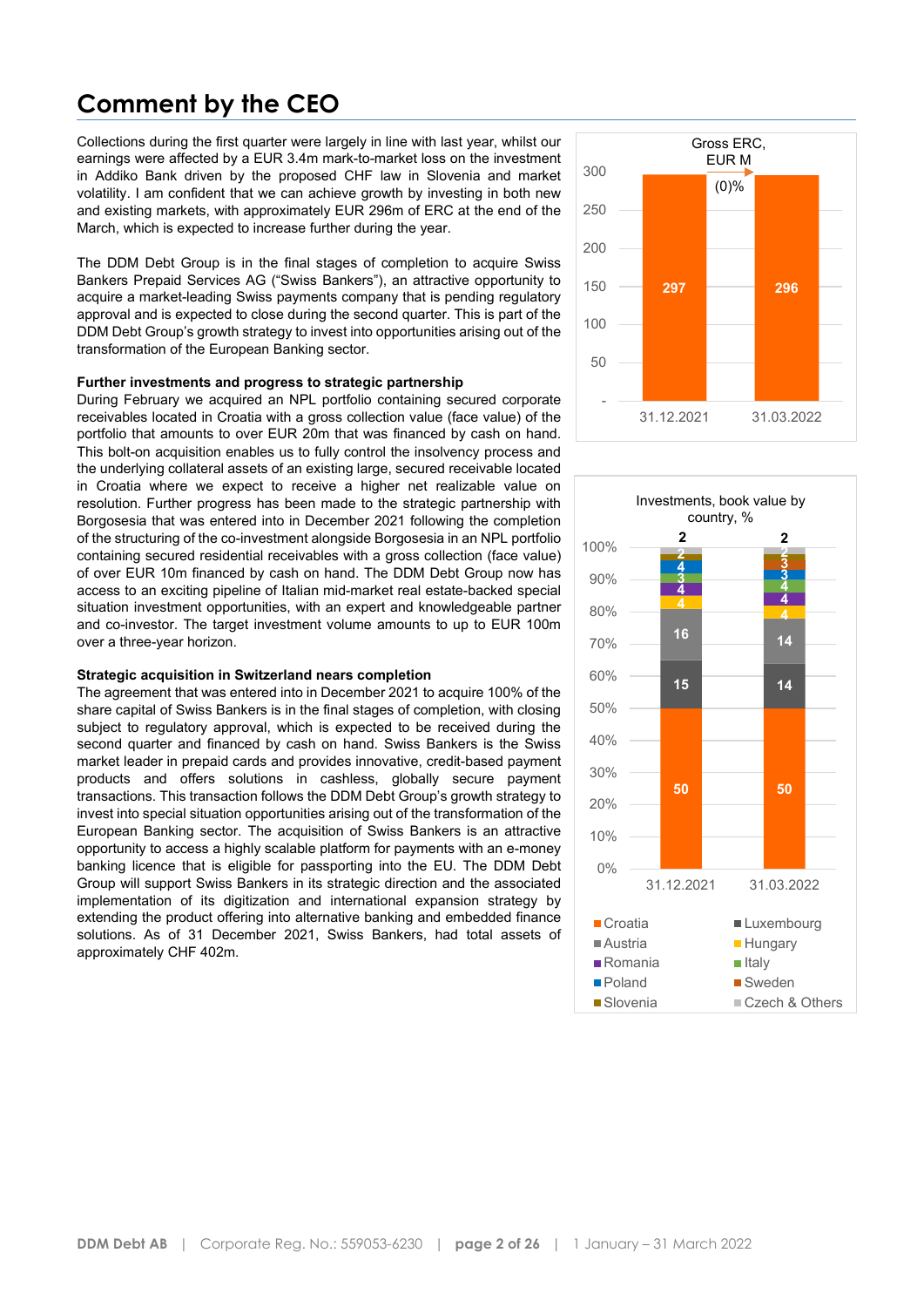# Comment by the CEO

Collections during the first quarter were largely in line with last year, whilst our earnings were affected by a EUR 3.4m mark-to-market loss on the investment in Addiko Bank driven by the proposed CHF law in Slovenia and market volatility. I am confident that we can achieve growth by investing in both new and existing markets, with approximately EUR 296m of ERC at the end of the March, which is expected to increase further during the year.

The DDM Debt Group is in the final stages of completion to acquire Swiss Bankers Prepaid Services AG ("Swiss Bankers"), an attractive opportunity to acquire a market-leading Swiss payments company that is pending regulatory approval and is expected to close during the second quarter. This is part of the DDM Debt Group's growth strategy to invest into opportunities arising out of the transformation of the European Banking sector.

**Further investments and progress to strategic partnership**

During February we acquired an NPL portfolio containing secured corporate receivables located in Croatia with a gross collection value (face value) of the portfolio that amounts to over EUR 20m that was financed by cash on hand. This bolt-on acquisition enables us to fully control the insolvency process and the underlying collateral assets of an existing large, secured receivable located in Croatia where we expect to receive a higher net realizable value on resolution. Further progress has been made to the strategic partnership with Borgosesia that was entered into in December 2021 following the completion of the structuring of the co-investment alongside Borgosesia in an NPL portfolio containing secured residential receivables with a gross collection (face value) of over EUR 10m financed by cash on hand. The DDM Debt Group now has access to an exciting pipeline of Italian mid-market real estate-backed special situation investment opportunities, with an expert and knowledgeable partner and co-investor. The target investment volume amounts to up to EUR 100m over a three-year horizon.

**Strategic acquisition in Switzerland nears completion**

The agreement that was entered into in December 2021 to acquire 100% of the share capital of Swiss Bankers is in the final stages of completion, with closing subject to regulatory approval, which is expected to be received during the second quarter and financed by cash on hand. Swiss Bankers is the Swiss market leader in prepaid cards and provides innovative, credit-based payment products and offers solutions in cashless, globally secure payment transactions. This transaction follows the DDM Debt Group's growth strategy to invest into special situation opportunities arising out of the transformation of the European Banking sector. The acquisition of Swiss Bankers is an attractive opportunity to access a highly scalable platform for payments with an e-money banking licence that is eligible for passporting into the EU. The DDM Debt Group will support Swiss Bankers in its strategic direction and the associated implementation of its digitization and international expansion strategy by extending the product offering into alternative banking and embedded finance solutions. As of 31 December 2021, Swiss Bankers, had total assets of approximately CHF 402m.

**Gross ERC, EUR M**

| | 31.12.2021 | 31.03.2022 |
|---|---|---|
| Gross ERC | 297 | 296 |
| Change | | (0)% |

**Investments, book value by country, %**

| Country | 31.12.2021 | 31.03.2022 |
|---|---|---|
| Croatia | 50 | 50 |
| Luxembourg | 15 | 14 |
| Austria | 16 | 14 |
| Hungary | 4 | 4 |
| Romania | 4 | 4 |
| Italy | 3 | 4 |
| Poland | 4 | 3 |
| Sweden | | 3 |
| Slovenia | 2 | 2 |
| Czech & Others | 2 | 2 |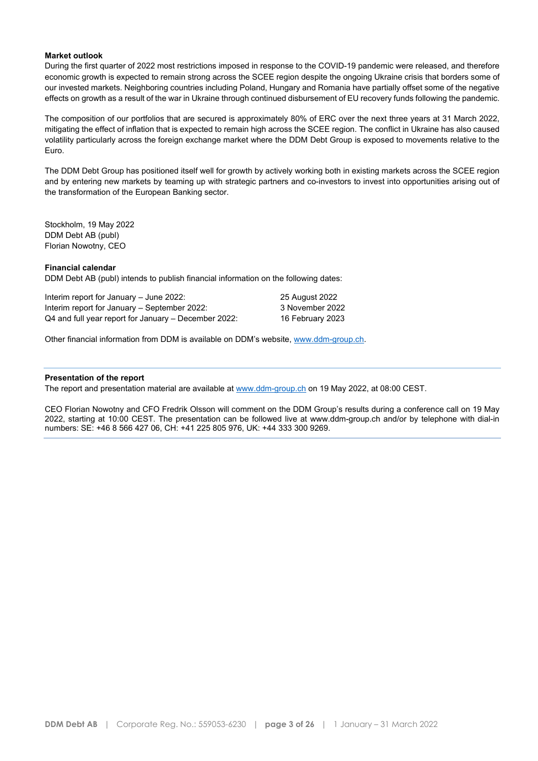**Market outlook**

During the first quarter of 2022 most restrictions imposed in response to the COVID-19 pandemic were released, and therefore economic growth is expected to remain strong across the SCEE region despite the ongoing Ukraine crisis that borders some of our invested markets. Neighboring countries including Poland, Hungary and Romania have partially offset some of the negative effects on growth as a result of the war in Ukraine through continued disbursement of EU recovery funds following the pandemic.

The composition of our portfolios that are secured is approximately 80% of ERC over the next three years at 31 March 2022, mitigating the effect of inflation that is expected to remain high across the SCEE region. The conflict in Ukraine has also caused volatility particularly across the foreign exchange market where the DDM Debt Group is exposed to movements relative to the Euro.

The DDM Debt Group has positioned itself well for growth by actively working both in existing markets across the SCEE region and by entering new markets by teaming up with strategic partners and co-investors to invest into opportunities arising out of the transformation of the European Banking sector.

Stockholm, 19 May 2022
DDM Debt AB (publ)
Florian Nowotny, CEO

**Financial calendar**

DDM Debt AB (publ) intends to publish financial information on the following dates:

| | |
|---|---|
| Interim report for January – June 2022: | 25 August 2022 |
| Interim report for January – September 2022: | 3 November 2022 |
| Q4 and full year report for January – December 2022: | 16 February 2023 |

Other financial information from DDM is available on DDM's website, www.ddm-group.ch.

---

**Presentation of the report**

The report and presentation material are available at www.ddm-group.ch on 19 May 2022, at 08:00 CEST.

CEO Florian Nowotny and CFO Fredrik Olsson will comment on the DDM Group's results during a conference call on 19 May 2022, starting at 10:00 CEST. The presentation can be followed live at www.ddm-group.ch and/or by telephone with dial-in numbers: SE: +46 8 566 427 06, CH: +41 225 805 976, UK: +44 333 300 9269.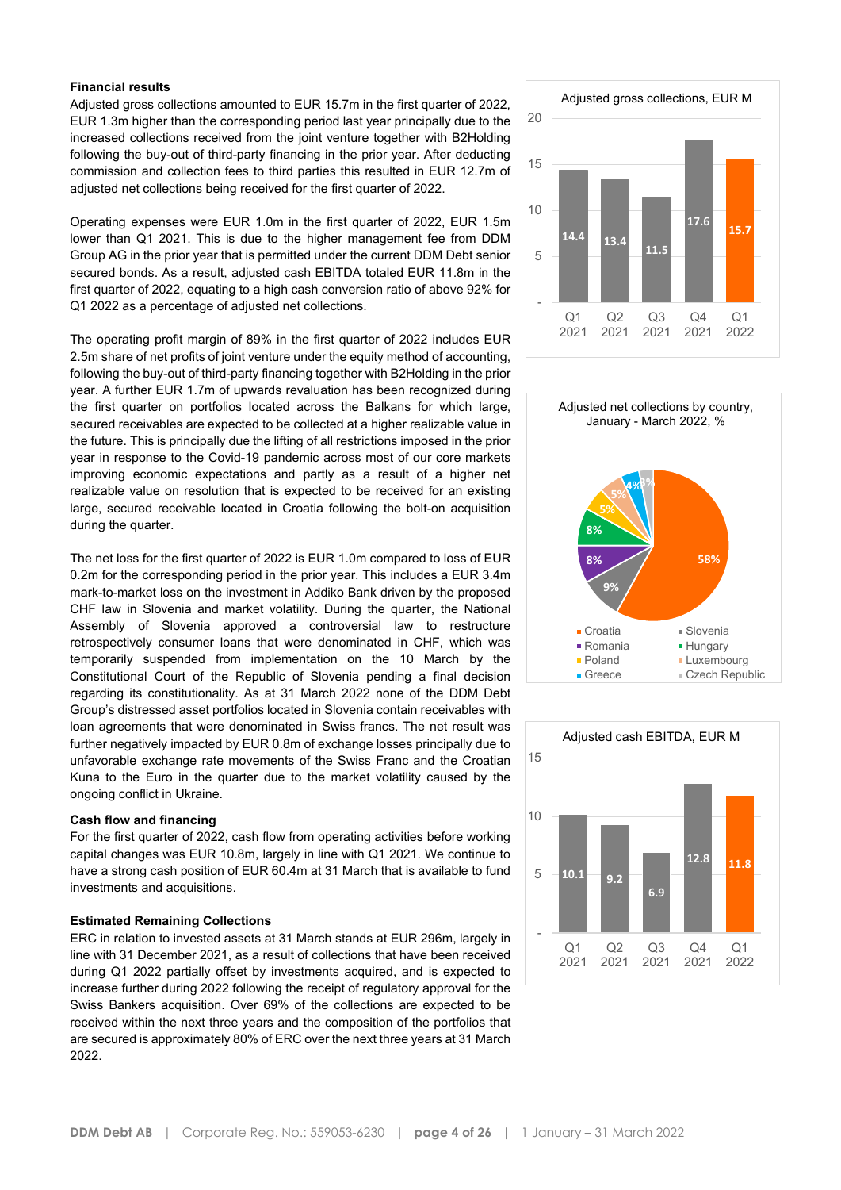### Financial results

Adjusted gross collections amounted to EUR 15.7m in the first quarter of 2022, EUR 1.3m higher than the corresponding period last year principally due to the increased collections received from the joint venture together with B2Holding following the buy-out of third-party financing in the prior year. After deducting commission and collection fees to third parties this resulted in EUR 12.7m of adjusted net collections being received for the first quarter of 2022.

Operating expenses were EUR 1.0m in the first quarter of 2022, EUR 1.5m lower than Q1 2021. This is due to the higher management fee from DDM Group AG in the prior year that is permitted under the current DDM Debt senior secured bonds. As a result, adjusted cash EBITDA totaled EUR 11.8m in the first quarter of 2022, equating to a high cash conversion ratio of above 92% for Q1 2022 as a percentage of adjusted net collections.

The operating profit margin of 89% in the first quarter of 2022 includes EUR 2.5m share of net profits of joint venture under the equity method of accounting, following the buy-out of third-party financing together with B2Holding in the prior year. A further EUR 1.7m of upwards revaluation has been recognized during the first quarter on portfolios located across the Balkans for which large, secured receivables are expected to be collected at a higher realizable value in the future. This is principally due the lifting of all restrictions imposed in the prior year in response to the Covid-19 pandemic across most of our core markets improving economic expectations and partly as a result of a higher net realizable value on resolution that is expected to be received for an existing large, secured receivable located in Croatia following the bolt-on acquisition during the quarter.

The net loss for the first quarter of 2022 is EUR 1.0m compared to loss of EUR 0.2m for the corresponding period in the prior year. This includes a EUR 3.4m mark-to-market loss on the investment in Addiko Bank driven by the proposed CHF law in Slovenia and market volatility. During the quarter, the National Assembly of Slovenia approved a controversial law to restructure retrospectively consumer loans that were denominated in CHF, which was temporarily suspended from implementation on the 10 March by the Constitutional Court of the Republic of Slovenia pending a final decision regarding its constitutionality. As at 31 March 2022 none of the DDM Debt Group's distressed asset portfolios located in Slovenia contain receivables with loan agreements that were denominated in Swiss francs. The net result was further negatively impacted by EUR 0.8m of exchange losses principally due to unfavorable exchange rate movements of the Swiss Franc and the Croatian Kuna to the Euro in the quarter due to the market volatility caused by the ongoing conflict in Ukraine.

### Cash flow and financing

For the first quarter of 2022, cash flow from operating activities before working capital changes was EUR 10.8m, largely in line with Q1 2021. We continue to have a strong cash position of EUR 60.4m at 31 March that is available to fund investments and acquisitions.

### Estimated Remaining Collections

ERC in relation to invested assets at 31 March stands at EUR 296m, largely in line with 31 December 2021, as a result of collections that have been received during Q1 2022 partially offset by investments acquired, and is expected to increase further during 2022 following the receipt of regulatory approval for the Swiss Bankers acquisition. Over 69% of the collections are expected to be received within the next three years and the composition of the portfolios that are secured is approximately 80% of ERC over the next three years at 31 March 2022.

**Adjusted gross collections, EUR M**

| Q1 2021 | Q2 2021 | Q3 2021 | Q4 2021 | Q1 2022 |
|---|---|---|---|---|
| 14.4 | 13.4 | 11.5 | 17.6 | 15.7 |

**Adjusted net collections by country, January - March 2022, %**

| Country | % |
|---|---|
| Croatia | 58% |
| Slovenia | 9% |
| Romania | 8% |
| Hungary | 8% |
| Poland | 5% |
| Luxembourg | 5% |
| Greece | 4% |
| Czech Republic | 3% |

**Adjusted cash EBITDA, EUR M**

| Q1 2021 | Q2 2021 | Q3 2021 | Q4 2021 | Q1 2022 |
|---|---|---|---|---|
| 10.1 | 9.2 | 6.9 | 12.8 | 11.8 |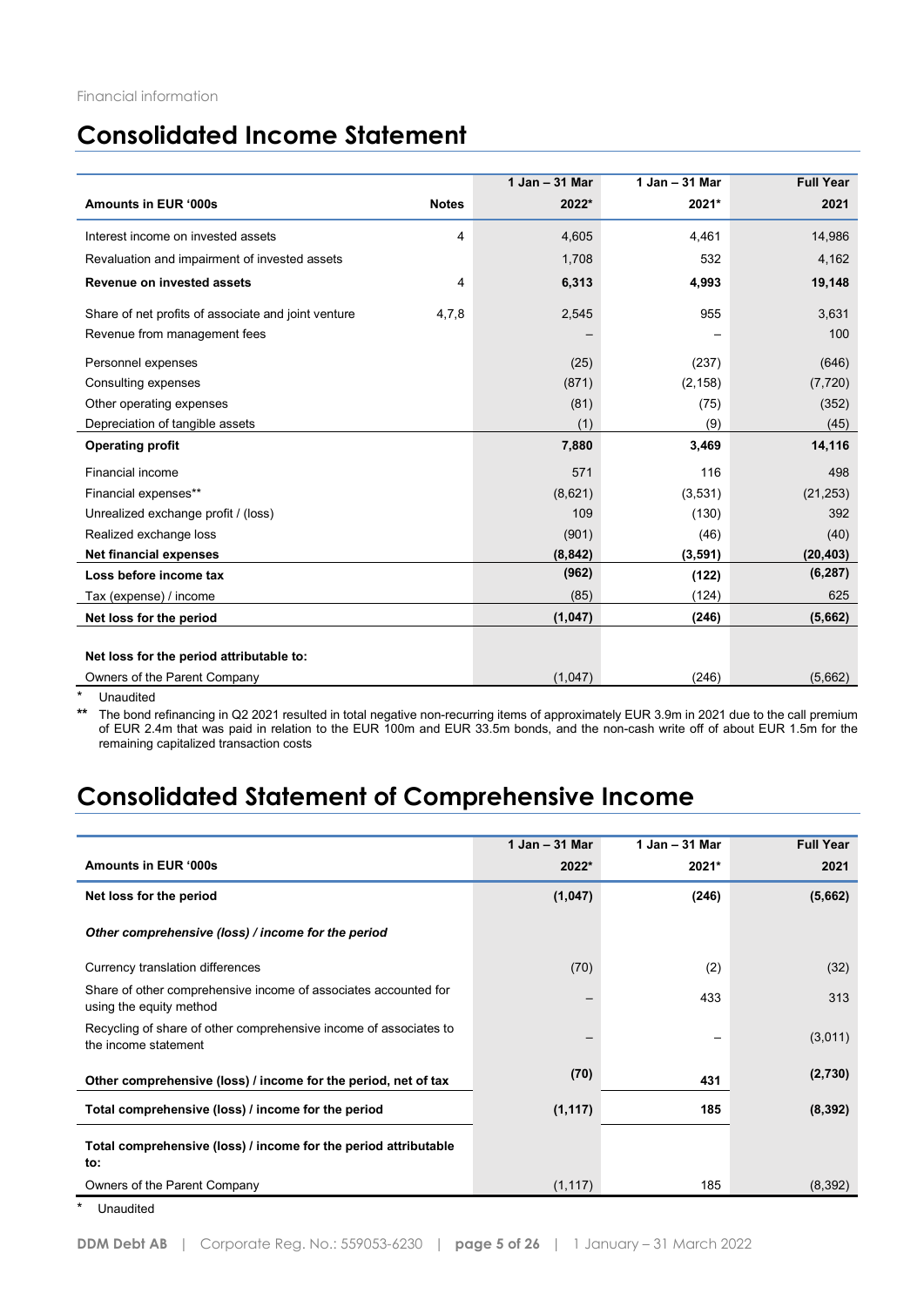Financial information

# Consolidated Income Statement

| Amounts in EUR '000s | Notes | 1 Jan – 31 Mar 2022* | 1 Jan – 31 Mar 2021* | Full Year 2021 |
|---|---|---|---|---|
| Interest income on invested assets | 4 | 4,605 | 4,461 | 14,986 |
| Revaluation and impairment of invested assets | | 1,708 | 532 | 4,162 |
| **Revenue on invested assets** | 4 | **6,313** | **4,993** | **19,148** |
| Share of net profits of associate and joint venture | 4,7,8 | 2,545 | 955 | 3,631 |
| Revenue from management fees | | – | – | 100 |
| Personnel expenses | | (25) | (237) | (646) |
| Consulting expenses | | (871) | (2,158) | (7,720) |
| Other operating expenses | | (81) | (75) | (352) |
| Depreciation of tangible assets | | (1) | (9) | (45) |
| **Operating profit** | | **7,880** | **3,469** | **14,116** |
| Financial income | | 571 | 116 | 498 |
| Financial expenses** | | (8,621) | (3,531) | (21,253) |
| Unrealized exchange profit / (loss) | | 109 | (130) | 392 |
| Realized exchange loss | | (901) | (46) | (40) |
| **Net financial expenses** | | **(8,842)** | **(3,591)** | **(20,403)** |
| **Loss before income tax** | | **(962)** | **(122)** | **(6,287)** |
| Tax (expense) / income | | (85) | (124) | 625 |
| **Net loss for the period** | | **(1,047)** | **(246)** | **(5,662)** |
| **Net loss for the period attributable to:** | | | | |
| Owners of the Parent Company | | (1,047) | (246) | (5,662) |

\* Unaudited

\*\* The bond refinancing in Q2 2021 resulted in total negative non-recurring items of approximately EUR 3.9m in 2021 due to the call premium of EUR 2.4m that was paid in relation to the EUR 100m and EUR 33.5m bonds, and the non-cash write off of about EUR 1.5m for the remaining capitalized transaction costs

# Consolidated Statement of Comprehensive Income

| Amounts in EUR '000s | 1 Jan – 31 Mar 2022* | 1 Jan – 31 Mar 2021* | Full Year 2021 |
|---|---|---|---|
| **Net loss for the period** | **(1,047)** | **(246)** | **(5,662)** |
| ***Other comprehensive (loss) / income for the period*** | | | |
| Currency translation differences | (70) | (2) | (32) |
| Share of other comprehensive income of associates accounted for using the equity method | – | 433 | 313 |
| Recycling of share of other comprehensive income of associates to the income statement | – | – | (3,011) |
| **Other comprehensive (loss) / income for the period, net of tax** | **(70)** | **431** | **(2,730)** |
| **Total comprehensive (loss) / income for the period** | **(1,117)** | **185** | **(8,392)** |
| **Total comprehensive (loss) / income for the period attributable to:** | | | |
| Owners of the Parent Company | (1,117) | 185 | (8,392) |

\* Unaudited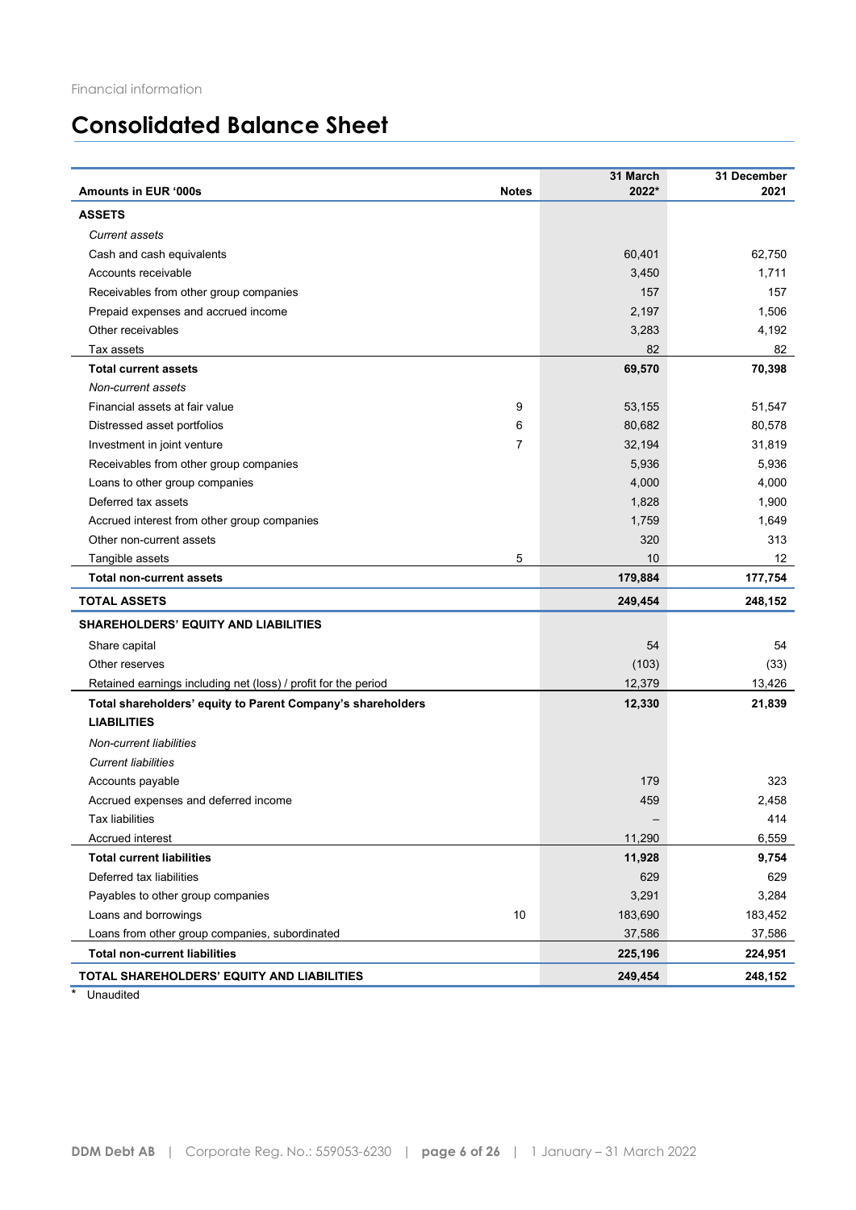Financial information

# Consolidated Balance Sheet

| Amounts in EUR '000s | Notes | 31 March 2022* | 31 December 2021 |
|---|---|---|---|
| **ASSETS** | | | |
| *Current assets* | | | |
| Cash and cash equivalents | | 60,401 | 62,750 |
| Accounts receivable | | 3,450 | 1,711 |
| Receivables from other group companies | | 157 | 157 |
| Prepaid expenses and accrued income | | 2,197 | 1,506 |
| Other receivables | | 3,283 | 4,192 |
| Tax assets | | 82 | 82 |
| **Total current assets** | | **69,570** | **70,398** |
| *Non-current assets* | | | |
| Financial assets at fair value | 9 | 53,155 | 51,547 |
| Distressed asset portfolios | 6 | 80,682 | 80,578 |
| Investment in joint venture | 7 | 32,194 | 31,819 |
| Receivables from other group companies | | 5,936 | 5,936 |
| Loans to other group companies | | 4,000 | 4,000 |
| Deferred tax assets | | 1,828 | 1,900 |
| Accrued interest from other group companies | | 1,759 | 1,649 |
| Other non-current assets | | 320 | 313 |
| Tangible assets | 5 | 10 | 12 |
| **Total non-current assets** | | **179,884** | **177,754** |
| **TOTAL ASSETS** | | **249,454** | **248,152** |
| **SHAREHOLDERS' EQUITY AND LIABILITIES** | | | |
| Share capital | | 54 | 54 |
| Other reserves | | (103) | (33) |
| Retained earnings including net (loss) / profit for the period | | 12,379 | 13,426 |
| **Total shareholders' equity to Parent Company's shareholders** | | **12,330** | **21,839** |
| **LIABILITIES** | | | |
| *Non-current liabilities* | | | |
| *Current liabilities* | | | |
| Accounts payable | | 179 | 323 |
| Accrued expenses and deferred income | | 459 | 2,458 |
| Tax liabilities | | – | 414 |
| Accrued interest | | 11,290 | 6,559 |
| **Total current liabilities** | | **11,928** | **9,754** |
| Deferred tax liabilities | | 629 | 629 |
| Payables to other group companies | | 3,291 | 3,284 |
| Loans and borrowings | 10 | 183,690 | 183,452 |
| Loans from other group companies, subordinated | | 37,586 | 37,586 |
| **Total non-current liabilities** | | **225,196** | **224,951** |
| **TOTAL SHAREHOLDERS' EQUITY AND LIABILITIES** | | **249,454** | **248,152** |

\* Unaudited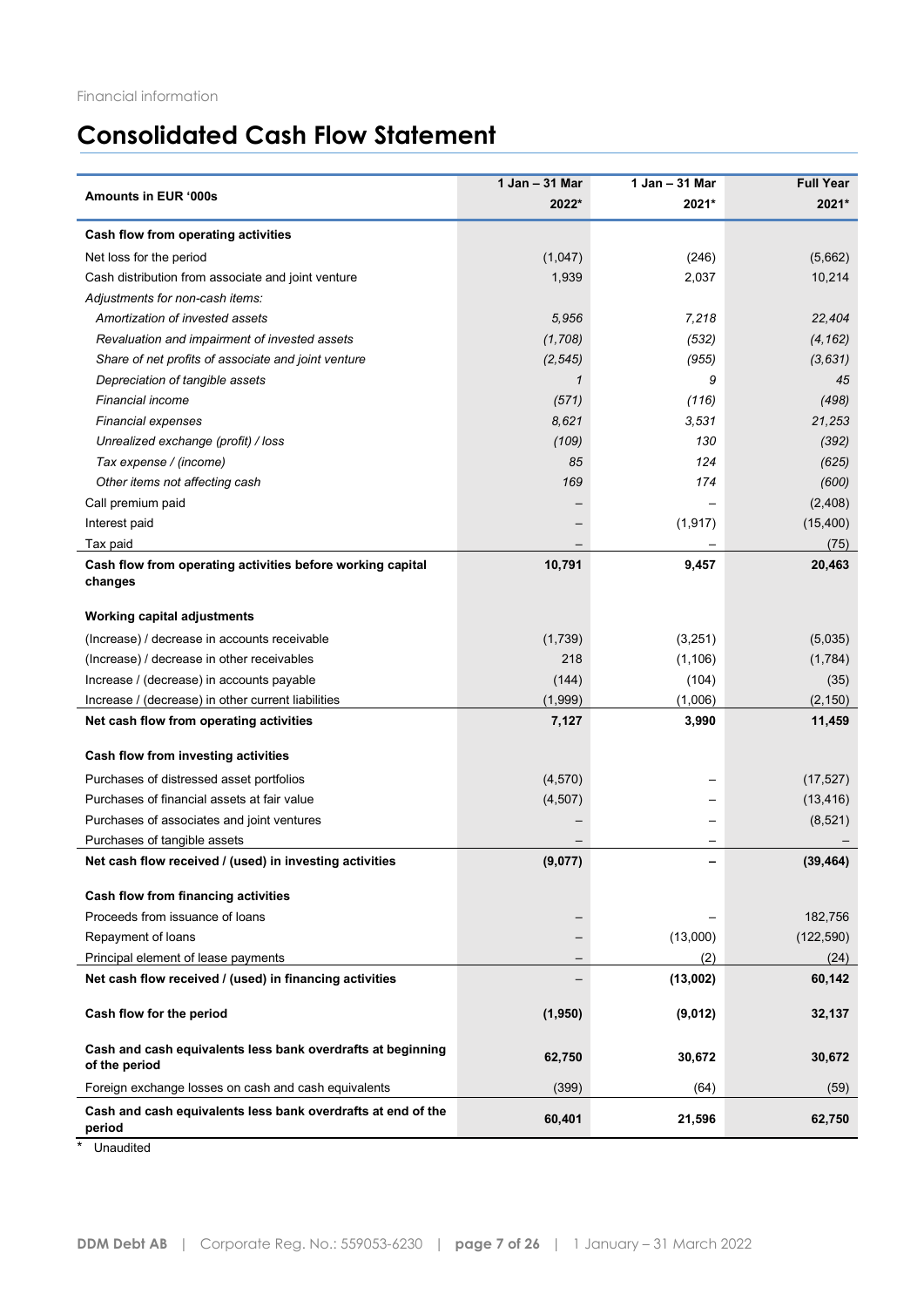Financial information

# Consolidated Cash Flow Statement

| Amounts in EUR '000s | 1 Jan – 31 Mar 2022* | 1 Jan – 31 Mar 2021* | Full Year 2021* |
|---|---|---|---|
| **Cash flow from operating activities** | | | |
| Net loss for the period | (1,047) | (246) | (5,662) |
| Cash distribution from associate and joint venture | 1,939 | 2,037 | 10,214 |
| *Adjustments for non-cash items:* | | | |
| *Amortization of invested assets* | *5,956* | *7,218* | *22,404* |
| *Revaluation and impairment of invested assets* | *(1,708)* | *(532)* | *(4,162)* |
| *Share of net profits of associate and joint venture* | *(2,545)* | *(955)* | *(3,631)* |
| *Depreciation of tangible assets* | *1* | *9* | *45* |
| *Financial income* | *(571)* | *(116)* | *(498)* |
| *Financial expenses* | *8,621* | *3,531* | *21,253* |
| *Unrealized exchange (profit) / loss* | *(109)* | *130* | *(392)* |
| *Tax expense / (income)* | *85* | *124* | *(625)* |
| *Other items not affecting cash* | *169* | *174* | *(600)* |
| Call premium paid | – | – | (2,408) |
| Interest paid | – | (1,917) | (15,400) |
| Tax paid | – | – | (75) |
| **Cash flow from operating activities before working capital changes** | **10,791** | **9,457** | **20,463** |
| **Working capital adjustments** | | | |
| (Increase) / decrease in accounts receivable | (1,739) | (3,251) | (5,035) |
| (Increase) / decrease in other receivables | 218 | (1,106) | (1,784) |
| Increase / (decrease) in accounts payable | (144) | (104) | (35) |
| Increase / (decrease) in other current liabilities | (1,999) | (1,006) | (2,150) |
| **Net cash flow from operating activities** | **7,127** | **3,990** | **11,459** |
| **Cash flow from investing activities** | | | |
| Purchases of distressed asset portfolios | (4,570) | – | (17,527) |
| Purchases of financial assets at fair value | (4,507) | – | (13,416) |
| Purchases of associates and joint ventures | – | – | (8,521) |
| Purchases of tangible assets | – | – | – |
| **Net cash flow received / (used) in investing activities** | **(9,077)** | **–** | **(39,464)** |
| **Cash flow from financing activities** | | | |
| Proceeds from issuance of loans | – | – | 182,756 |
| Repayment of loans | – | (13,000) | (122,590) |
| Principal element of lease payments | – | (2) | (24) |
| **Net cash flow received / (used) in financing activities** | – | **(13,002)** | **60,142** |
| **Cash flow for the period** | **(1,950)** | **(9,012)** | **32,137** |
| **Cash and cash equivalents less bank overdrafts at beginning of the period** | **62,750** | **30,672** | **30,672** |
| Foreign exchange losses on cash and cash equivalents | (399) | (64) | (59) |
| **Cash and cash equivalents less bank overdrafts at end of the period** | **60,401** | **21,596** | **62,750** |

\* Unaudited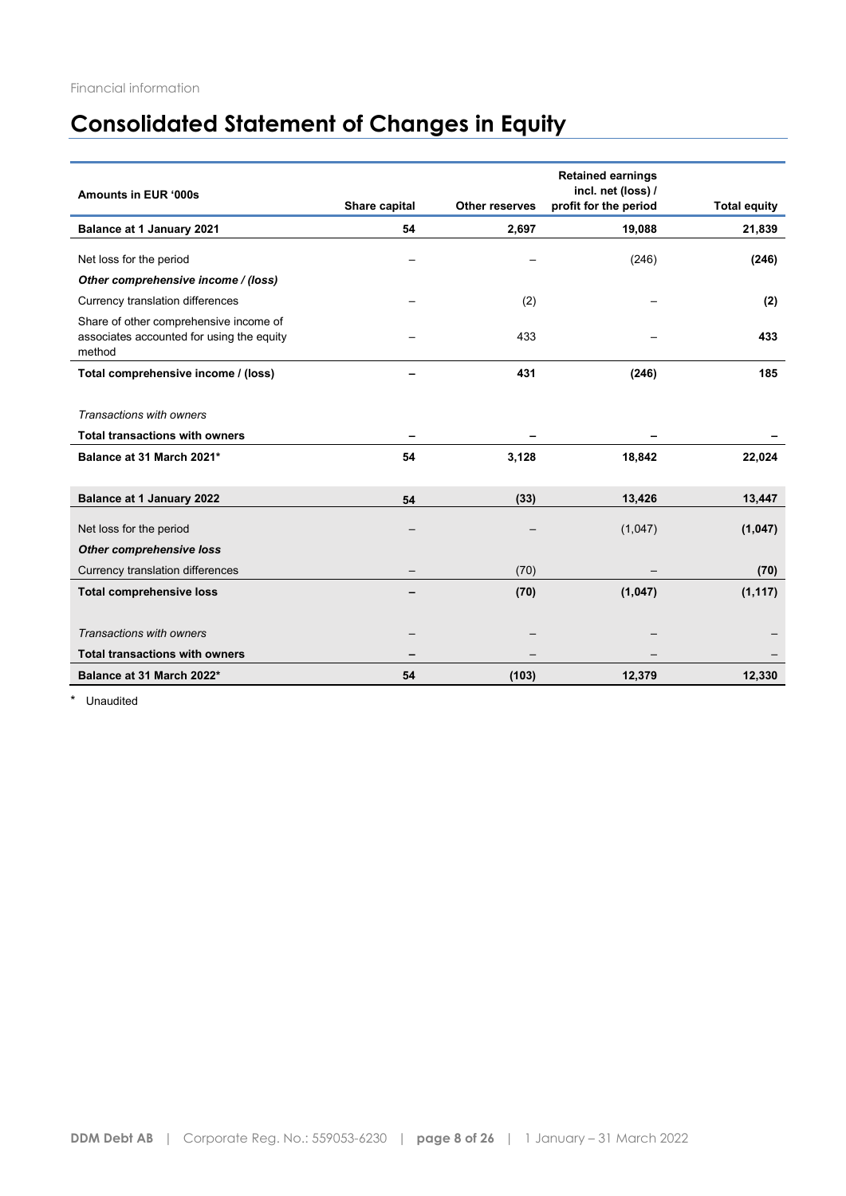Financial information

# Consolidated Statement of Changes in Equity

| Amounts in EUR '000s | Share capital | Other reserves | Retained earnings incl. net (loss) / profit for the period | Total equity |
|---|---|---|---|---|
| **Balance at 1 January 2021** | **54** | **2,697** | **19,088** | **21,839** |
| Net loss for the period | – | – | (246) | **(246)** |
| ***Other comprehensive income / (loss)*** | | | | |
| Currency translation differences | – | (2) | – | **(2)** |
| Share of other comprehensive income of associates accounted for using the equity method | – | 433 | – | **433** |
| **Total comprehensive income / (loss)** | **–** | **431** | **(246)** | **185** |
| *Transactions with owners* | | | | |
| **Total transactions with owners** | **–** | **–** | **–** | **–** |
| **Balance at 31 March 2021*** | **54** | **3,128** | **18,842** | **22,024** |
| **Balance at 1 January 2022** | **54** | **(33)** | **13,426** | **13,447** |
| Net loss for the period | – | – | (1,047) | **(1,047)** |
| ***Other comprehensive loss*** | | | | |
| Currency translation differences | – | (70) | – | **(70)** |
| **Total comprehensive loss** | **–** | **(70)** | **(1,047)** | **(1,117)** |
| *Transactions with owners* | – | – | – | – |
| **Total transactions with owners** | **–** | – | – | – |
| **Balance at 31 March 2022*** | **54** | **(103)** | **12,379** | **12,330** |

\* Unaudited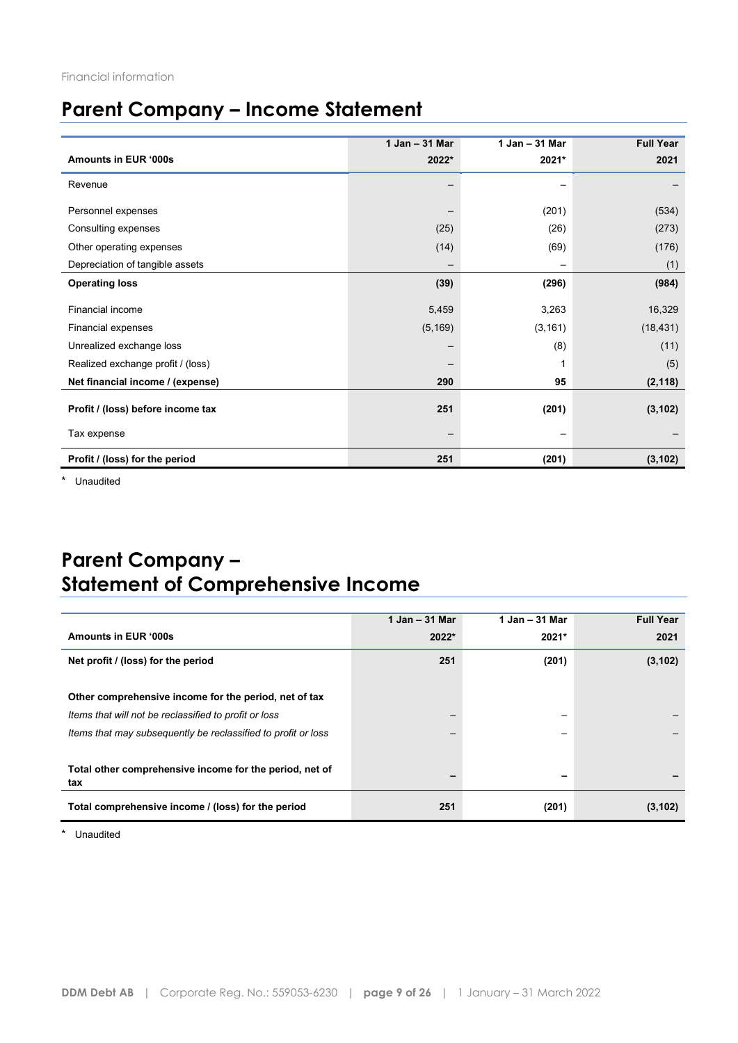Financial information

# Parent Company – Income Statement

| Amounts in EUR '000s | 1 Jan – 31 Mar 2022* | 1 Jan – 31 Mar 2021* | Full Year 2021 |
|---|---|---|---|
| Revenue | – | – | – |
| Personnel expenses | – | (201) | (534) |
| Consulting expenses | (25) | (26) | (273) |
| Other operating expenses | (14) | (69) | (176) |
| Depreciation of tangible assets | – | – | (1) |
| **Operating loss** | **(39)** | **(296)** | **(984)** |
| Financial income | 5,459 | 3,263 | 16,329 |
| Financial expenses | (5,169) | (3,161) | (18,431) |
| Unrealized exchange loss | – | (8) | (11) |
| Realized exchange profit / (loss) | – | 1 | (5) |
| **Net financial income / (expense)** | **290** | **95** | **(2,118)** |
| **Profit / (loss) before income tax** | **251** | **(201)** | **(3,102)** |
| Tax expense | – | – | – |
| **Profit / (loss) for the period** | **251** | **(201)** | **(3,102)** |

\* Unaudited

# Parent Company – Statement of Comprehensive Income

| Amounts in EUR '000s | 1 Jan – 31 Mar 2022* | 1 Jan – 31 Mar 2021* | Full Year 2021 |
|---|---|---|---|
| **Net profit / (loss) for the period** | **251** | **(201)** | **(3,102)** |
| **Other comprehensive income for the period, net of tax** | | | |
| *Items that will not be reclassified to profit or loss* | – | – | – |
| *Items that may subsequently be reclassified to profit or loss* | – | – | – |
| **Total other comprehensive income for the period, net of tax** | **–** | **–** | **–** |
| **Total comprehensive income / (loss) for the period** | **251** | **(201)** | **(3,102)** |

\* Unaudited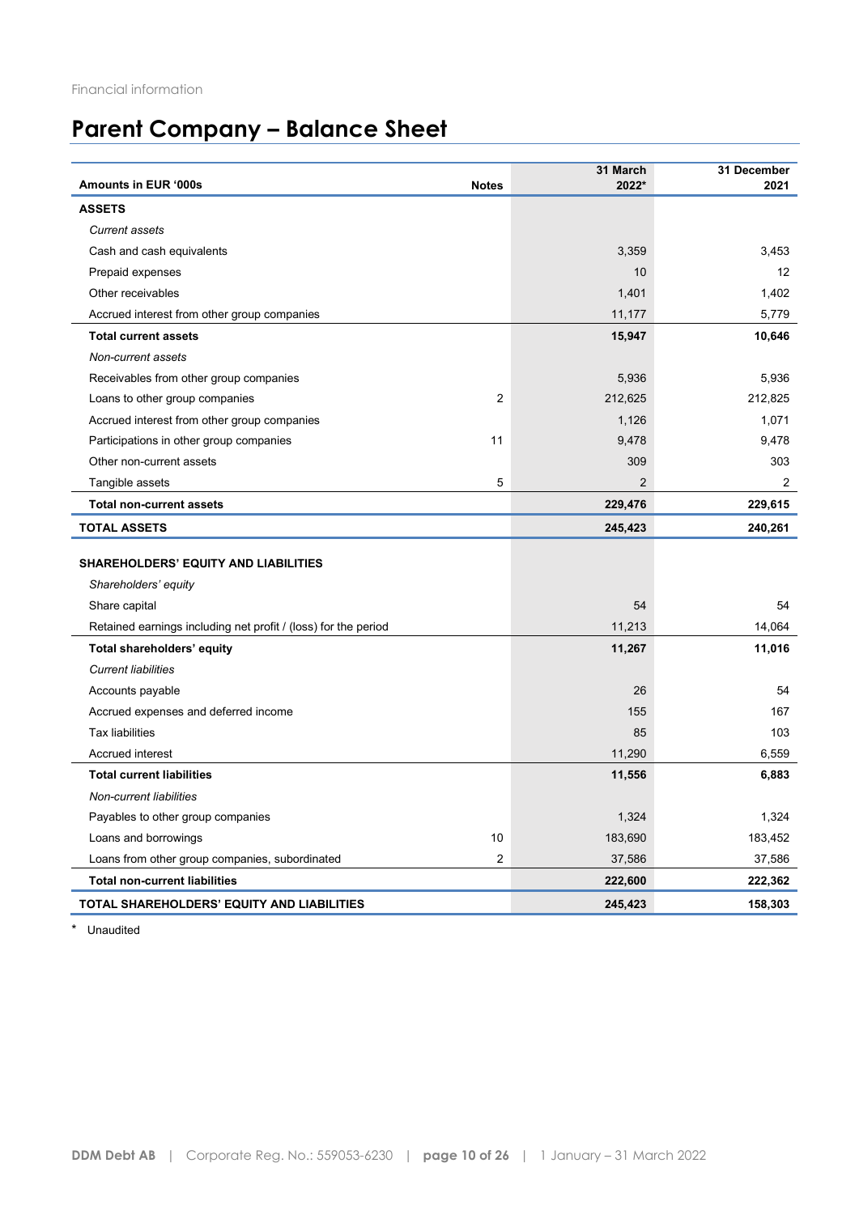Financial information

# Parent Company – Balance Sheet

| Amounts in EUR '000s | Notes | 31 March 2022* | 31 December 2021 |
|---|---|---|---|
| **ASSETS** | | | |
| *Current assets* | | | |
| Cash and cash equivalents | | 3,359 | 3,453 |
| Prepaid expenses | | 10 | 12 |
| Other receivables | | 1,401 | 1,402 |
| Accrued interest from other group companies | | 11,177 | 5,779 |
| **Total current assets** | | **15,947** | **10,646** |
| *Non-current assets* | | | |
| Receivables from other group companies | | 5,936 | 5,936 |
| Loans to other group companies | 2 | 212,625 | 212,825 |
| Accrued interest from other group companies | | 1,126 | 1,071 |
| Participations in other group companies | 11 | 9,478 | 9,478 |
| Other non-current assets | | 309 | 303 |
| Tangible assets | 5 | 2 | 2 |
| **Total non-current assets** | | **229,476** | **229,615** |
| **TOTAL ASSETS** | | **245,423** | **240,261** |
| | | | |
| **SHAREHOLDERS' EQUITY AND LIABILITIES** | | | |
| *Shareholders' equity* | | | |
| Share capital | | 54 | 54 |
| Retained earnings including net profit / (loss) for the period | | 11,213 | 14,064 |
| **Total shareholders' equity** | | **11,267** | **11,016** |
| *Current liabilities* | | | |
| Accounts payable | | 26 | 54 |
| Accrued expenses and deferred income | | 155 | 167 |
| Tax liabilities | | 85 | 103 |
| Accrued interest | | 11,290 | 6,559 |
| **Total current liabilities** | | **11,556** | **6,883** |
| *Non-current liabilities* | | | |
| Payables to other group companies | | 1,324 | 1,324 |
| Loans and borrowings | 10 | 183,690 | 183,452 |
| Loans from other group companies, subordinated | 2 | 37,586 | 37,586 |
| **Total non-current liabilities** | | **222,600** | **222,362** |
| **TOTAL SHAREHOLDERS' EQUITY AND LIABILITIES** | | **245,423** | **158,303** |

\* Unaudited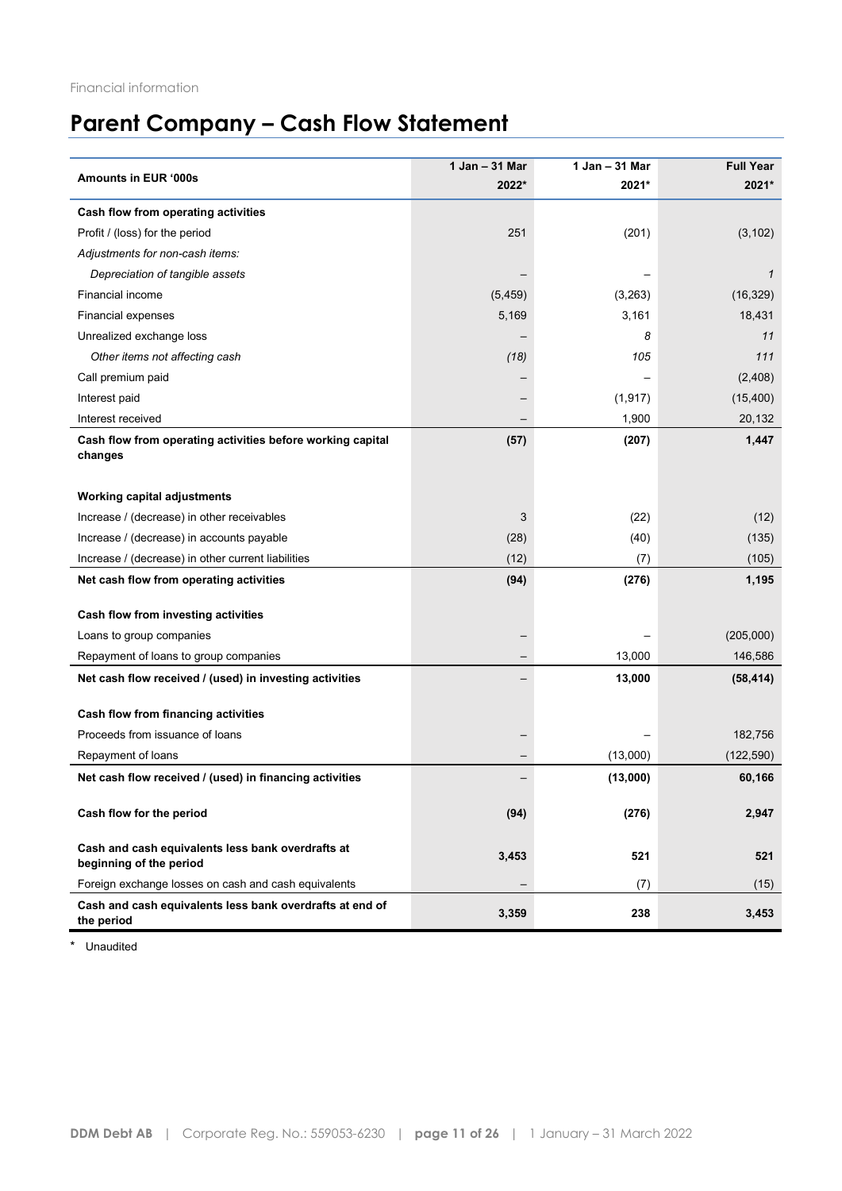Financial information

# Parent Company – Cash Flow Statement

| Amounts in EUR '000s | 1 Jan – 31 Mar 2022* | 1 Jan – 31 Mar 2021* | Full Year 2021* |
|---|---|---|---|
| **Cash flow from operating activities** | | | |
| Profit / (loss) for the period | 251 | (201) | (3,102) |
| *Adjustments for non-cash items:* | | | |
| *Depreciation of tangible assets* | – | – | *1* |
| Financial income | (5,459) | (3,263) | (16,329) |
| Financial expenses | 5,169 | 3,161 | 18,431 |
| Unrealized exchange loss | – | *8* | *11* |
| *Other items not affecting cash* | *(18)* | *105* | *111* |
| Call premium paid | – | – | (2,408) |
| Interest paid | – | (1,917) | (15,400) |
| Interest received | – | 1,900 | 20,132 |
| **Cash flow from operating activities before working capital changes** | **(57)** | **(207)** | **1,447** |
| | | | |
| **Working capital adjustments** | | | |
| Increase / (decrease) in other receivables | 3 | (22) | (12) |
| Increase / (decrease) in accounts payable | (28) | (40) | (135) |
| Increase / (decrease) in other current liabilities | (12) | (7) | (105) |
| **Net cash flow from operating activities** | **(94)** | **(276)** | **1,195** |
| | | | |
| **Cash flow from investing activities** | | | |
| Loans to group companies | – | – | (205,000) |
| Repayment of loans to group companies | – | 13,000 | 146,586 |
| **Net cash flow received / (used) in investing activities** | – | **13,000** | **(58,414)** |
| | | | |
| **Cash flow from financing activities** | | | |
| Proceeds from issuance of loans | – | – | 182,756 |
| Repayment of loans | – | (13,000) | (122,590) |
| **Net cash flow received / (used) in financing activities** | – | **(13,000)** | **60,166** |
| | | | |
| **Cash flow for the period** | **(94)** | **(276)** | **2,947** |
| | | | |
| **Cash and cash equivalents less bank overdrafts at beginning of the period** | **3,453** | **521** | **521** |
| Foreign exchange losses on cash and cash equivalents | – | (7) | (15) |
| **Cash and cash equivalents less bank overdrafts at end of the period** | **3,359** | **238** | **3,453** |

\* Unaudited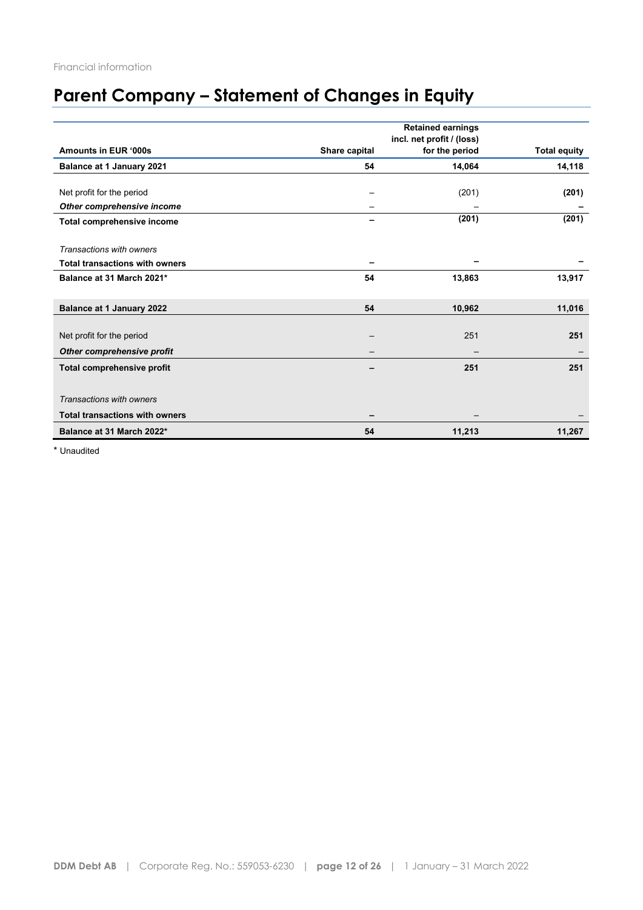Financial information

# Parent Company – Statement of Changes in Equity

| Amounts in EUR '000s | Share capital | Retained earnings incl. net profit / (loss) for the period | Total equity |
|---|---|---|---|
| **Balance at 1 January 2021** | **54** | **14,064** | **14,118** |
| Net profit for the period | – | (201) | **(201)** |
| ***Other comprehensive income*** | – | – | **–** |
| **Total comprehensive income** | **–** | **(201)** | **(201)** |
| *Transactions with owners* | | | |
| **Total transactions with owners** | **–** | **–** | **–** |
| **Balance at 31 March 2021*** | **54** | **13,863** | **13,917** |
| **Balance at 1 January 2022** | **54** | **10,962** | **11,016** |
| Net profit for the period | – | 251 | **251** |
| ***Other comprehensive profit*** | – | – | – |
| **Total comprehensive profit** | **–** | **251** | **251** |
| *Transactions with owners* | | | |
| **Total transactions with owners** | **–** | – | – |
| **Balance at 31 March 2022*** | **54** | **11,213** | **11,267** |

\* Unaudited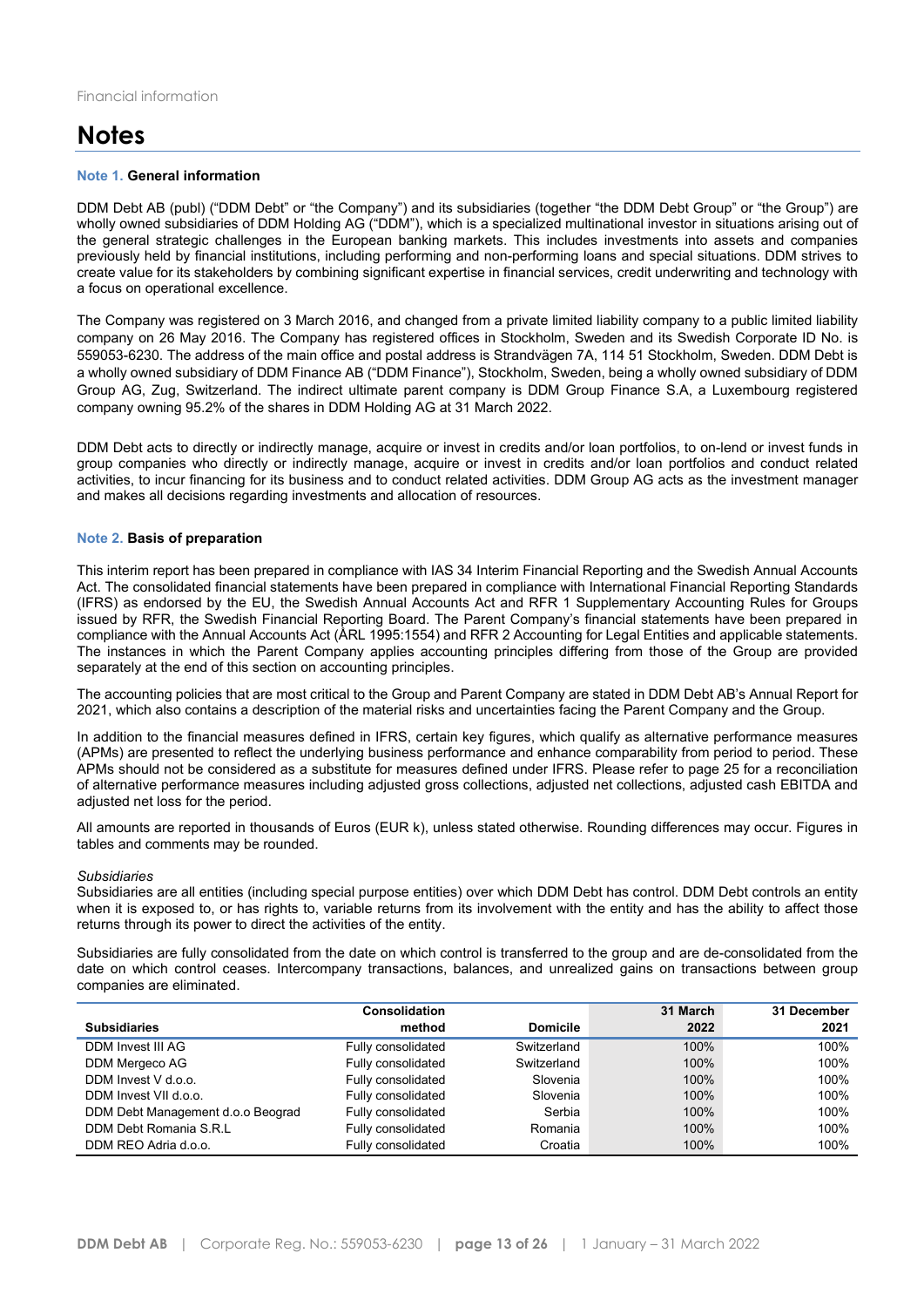Financial information

# Notes

## Note 1. General information

DDM Debt AB (publ) ("DDM Debt" or "the Company") and its subsidiaries (together "the DDM Debt Group" or "the Group") are wholly owned subsidiaries of DDM Holding AG ("DDM"), which is a specialized multinational investor in situations arising out of the general strategic challenges in the European banking markets. This includes investments into assets and companies previously held by financial institutions, including performing and non-performing loans and special situations. DDM strives to create value for its stakeholders by combining significant expertise in financial services, credit underwriting and technology with a focus on operational excellence.

The Company was registered on 3 March 2016, and changed from a private limited liability company to a public limited liability company on 26 May 2016. The Company has registered offices in Stockholm, Sweden and its Swedish Corporate ID No. is 559053-6230. The address of the main office and postal address is Strandvägen 7A, 114 51 Stockholm, Sweden. DDM Debt is a wholly owned subsidiary of DDM Finance AB ("DDM Finance"), Stockholm, Sweden, being a wholly owned subsidiary of DDM Group AG, Zug, Switzerland. The indirect ultimate parent company is DDM Group Finance S.A, a Luxembourg registered company owning 95.2% of the shares in DDM Holding AG at 31 March 2022.

DDM Debt acts to directly or indirectly manage, acquire or invest in credits and/or loan portfolios, to on-lend or invest funds in group companies who directly or indirectly manage, acquire or invest in credits and/or loan portfolios and conduct related activities, to incur financing for its business and to conduct related activities. DDM Group AG acts as the investment manager and makes all decisions regarding investments and allocation of resources.

## Note 2. Basis of preparation

This interim report has been prepared in compliance with IAS 34 Interim Financial Reporting and the Swedish Annual Accounts Act. The consolidated financial statements have been prepared in compliance with International Financial Reporting Standards (IFRS) as endorsed by the EU, the Swedish Annual Accounts Act and RFR 1 Supplementary Accounting Rules for Groups issued by RFR, the Swedish Financial Reporting Board. The Parent Company's financial statements have been prepared in compliance with the Annual Accounts Act (ÅRL 1995:1554) and RFR 2 Accounting for Legal Entities and applicable statements. The instances in which the Parent Company applies accounting principles differing from those of the Group are provided separately at the end of this section on accounting principles.

The accounting policies that are most critical to the Group and Parent Company are stated in DDM Debt AB's Annual Report for 2021, which also contains a description of the material risks and uncertainties facing the Parent Company and the Group.

In addition to the financial measures defined in IFRS, certain key figures, which qualify as alternative performance measures (APMs) are presented to reflect the underlying business performance and enhance comparability from period to period. These APMs should not be considered as a substitute for measures defined under IFRS. Please refer to page 25 for a reconciliation of alternative performance measures including adjusted gross collections, adjusted net collections, adjusted cash EBITDA and adjusted net loss for the period.

All amounts are reported in thousands of Euros (EUR k), unless stated otherwise. Rounding differences may occur. Figures in tables and comments may be rounded.

*Subsidiaries*
Subsidiaries are all entities (including special purpose entities) over which DDM Debt has control. DDM Debt controls an entity when it is exposed to, or has rights to, variable returns from its involvement with the entity and has the ability to affect those returns through its power to direct the activities of the entity.

Subsidiaries are fully consolidated from the date on which control is transferred to the group and are de-consolidated from the date on which control ceases. Intercompany transactions, balances, and unrealized gains on transactions between group companies are eliminated.

| Subsidiaries | Consolidation method | Domicile | 31 March 2022 | 31 December 2021 |
|---|---|---|---|---|
| DDM Invest III AG | Fully consolidated | Switzerland | 100% | 100% |
| DDM Mergeco AG | Fully consolidated | Switzerland | 100% | 100% |
| DDM Invest V d.o.o. | Fully consolidated | Slovenia | 100% | 100% |
| DDM Invest VII d.o.o. | Fully consolidated | Slovenia | 100% | 100% |
| DDM Debt Management d.o.o Beograd | Fully consolidated | Serbia | 100% | 100% |
| DDM Debt Romania S.R.L | Fully consolidated | Romania | 100% | 100% |
| DDM REO Adria d.o.o. | Fully consolidated | Croatia | 100% | 100% |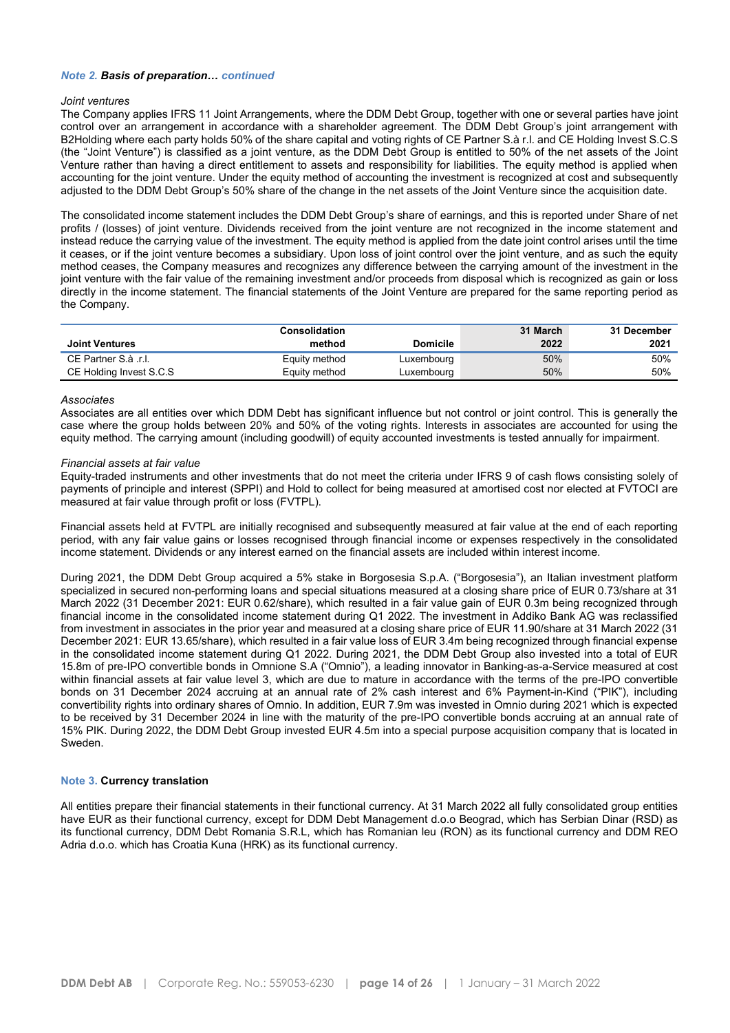### *Note 2.* ***Basis of preparation…*** *continued*

*Joint ventures*

The Company applies IFRS 11 Joint Arrangements, where the DDM Debt Group, together with one or several parties have joint control over an arrangement in accordance with a shareholder agreement. The DDM Debt Group's joint arrangement with B2Holding where each party holds 50% of the share capital and voting rights of CE Partner S.à r.l. and CE Holding Invest S.C.S (the "Joint Venture") is classified as a joint venture, as the DDM Debt Group is entitled to 50% of the net assets of the Joint Venture rather than having a direct entitlement to assets and responsibility for liabilities. The equity method is applied when accounting for the joint venture. Under the equity method of accounting the investment is recognized at cost and subsequently adjusted to the DDM Debt Group's 50% share of the change in the net assets of the Joint Venture since the acquisition date.

The consolidated income statement includes the DDM Debt Group's share of earnings, and this is reported under Share of net profits / (losses) of joint venture. Dividends received from the joint venture are not recognized in the income statement and instead reduce the carrying value of the investment. The equity method is applied from the date joint control arises until the time it ceases, or if the joint venture becomes a subsidiary. Upon loss of joint control over the joint venture, and as such the equity method ceases, the Company measures and recognizes any difference between the carrying amount of the investment in the joint venture with the fair value of the remaining investment and/or proceeds from disposal which is recognized as gain or loss directly in the income statement. The financial statements of the Joint Venture are prepared for the same reporting period as the Company.

| Joint Ventures | Consolidation method | Domicile | 31 March 2022 | 31 December 2021 |
|---|---|---|---|---|
| CE Partner S.à .r.l. | Equity method | Luxembourg | 50% | 50% |
| CE Holding Invest S.C.S | Equity method | Luxembourg | 50% | 50% |

*Associates*

Associates are all entities over which DDM Debt has significant influence but not control or joint control. This is generally the case where the group holds between 20% and 50% of the voting rights. Interests in associates are accounted for using the equity method. The carrying amount (including goodwill) of equity accounted investments is tested annually for impairment.

*Financial assets at fair value*

Equity-traded instruments and other investments that do not meet the criteria under IFRS 9 of cash flows consisting solely of payments of principle and interest (SPPI) and Hold to collect for being measured at amortised cost nor elected at FVTOCI are measured at fair value through profit or loss (FVTPL).

Financial assets held at FVTPL are initially recognised and subsequently measured at fair value at the end of each reporting period, with any fair value gains or losses recognised through financial income or expenses respectively in the consolidated income statement. Dividends or any interest earned on the financial assets are included within interest income.

During 2021, the DDM Debt Group acquired a 5% stake in Borgosesia S.p.A. ("Borgosesia"), an Italian investment platform specialized in secured non-performing loans and special situations measured at a closing share price of EUR 0.73/share at 31 March 2022 (31 December 2021: EUR 0.62/share), which resulted in a fair value gain of EUR 0.3m being recognized through financial income in the consolidated income statement during Q1 2022. The investment in Addiko Bank AG was reclassified from investment in associates in the prior year and measured at a closing share price of EUR 11.90/share at 31 March 2022 (31 December 2021: EUR 13.65/share), which resulted in a fair value loss of EUR 3.4m being recognized through financial expense in the consolidated income statement during Q1 2022. During 2021, the DDM Debt Group also invested into a total of EUR 15.8m of pre-IPO convertible bonds in Omnione S.A ("Omnio"), a leading innovator in Banking-as-a-Service measured at cost within financial assets at fair value level 3, which are due to mature in accordance with the terms of the pre-IPO convertible bonds on 31 December 2024 accruing at an annual rate of 2% cash interest and 6% Payment-in-Kind ("PIK"), including convertibility rights into ordinary shares of Omnio. In addition, EUR 7.9m was invested in Omnio during 2021 which is expected to be received by 31 December 2024 in line with the maturity of the pre-IPO convertible bonds accruing at an annual rate of 15% PIK. During 2022, the DDM Debt Group invested EUR 4.5m into a special purpose acquisition company that is located in Sweden.

### Note 3. Currency translation

All entities prepare their financial statements in their functional currency. At 31 March 2022 all fully consolidated group entities have EUR as their functional currency, except for DDM Debt Management d.o.o Beograd, which has Serbian Dinar (RSD) as its functional currency, DDM Debt Romania S.R.L, which has Romanian leu (RON) as its functional currency and DDM REO Adria d.o.o. which has Croatia Kuna (HRK) as its functional currency.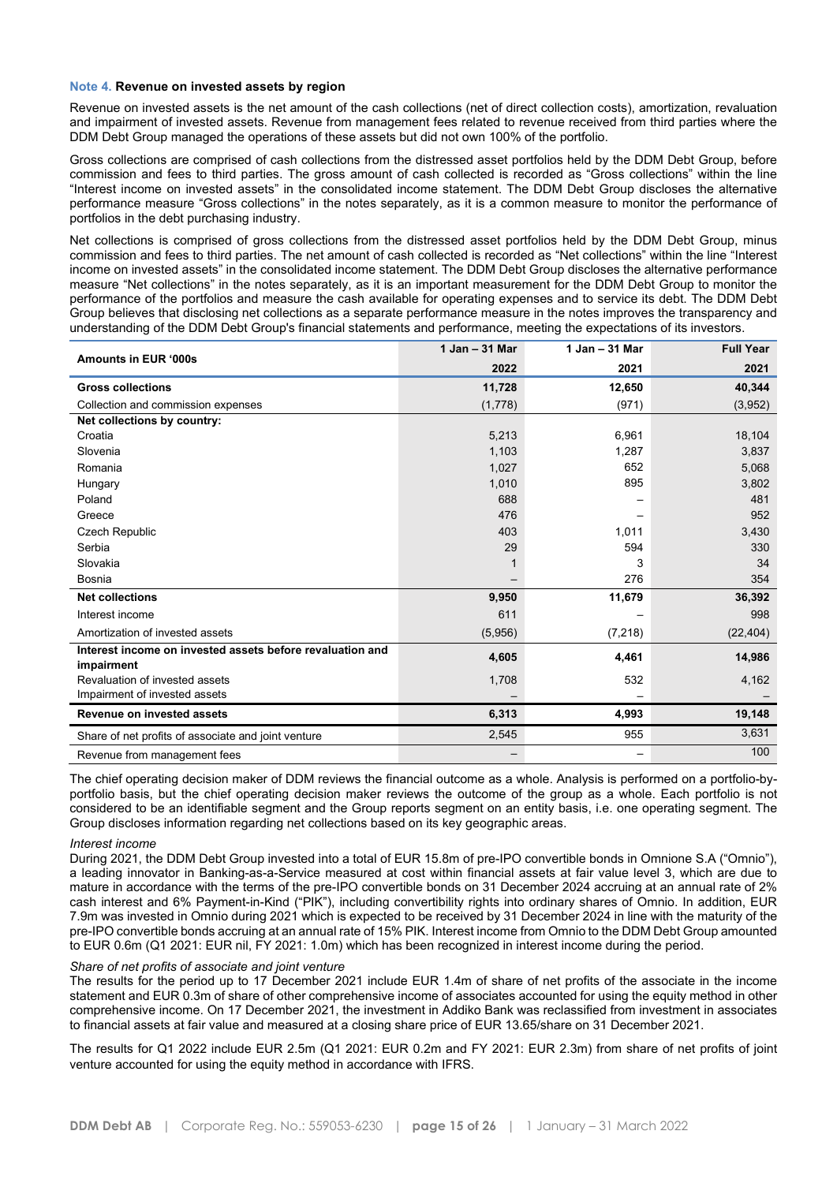### Note 4. Revenue on invested assets by region

Revenue on invested assets is the net amount of the cash collections (net of direct collection costs), amortization, revaluation and impairment of invested assets. Revenue from management fees related to revenue received from third parties where the DDM Debt Group managed the operations of these assets but did not own 100% of the portfolio.

Gross collections are comprised of cash collections from the distressed asset portfolios held by the DDM Debt Group, before commission and fees to third parties. The gross amount of cash collected is recorded as "Gross collections" within the line "Interest income on invested assets" in the consolidated income statement. The DDM Debt Group discloses the alternative performance measure "Gross collections" in the notes separately, as it is a common measure to monitor the performance of portfolios in the debt purchasing industry.

Net collections is comprised of gross collections from the distressed asset portfolios held by the DDM Debt Group, minus commission and fees to third parties. The net amount of cash collected is recorded as "Net collections" within the line "Interest income on invested assets" in the consolidated income statement. The DDM Debt Group discloses the alternative performance measure "Net collections" in the notes separately, as it is an important measurement for the DDM Debt Group to monitor the performance of the portfolios and measure the cash available for operating expenses and to service its debt. The DDM Debt Group believes that disclosing net collections as a separate performance measure in the notes improves the transparency and understanding of the DDM Debt Group's financial statements and performance, meeting the expectations of its investors.

| Amounts in EUR '000s | 1 Jan – 31 Mar 2022 | 1 Jan – 31 Mar 2021 | Full Year 2021 |
|---|---|---|---|
| **Gross collections** | **11,728** | **12,650** | **40,344** |
| Collection and commission expenses | (1,778) | (971) | (3,952) |
| **Net collections by country:** | | | |
| Croatia | 5,213 | 6,961 | 18,104 |
| Slovenia | 1,103 | 1,287 | 3,837 |
| Romania | 1,027 | 652 | 5,068 |
| Hungary | 1,010 | 895 | 3,802 |
| Poland | 688 | – | 481 |
| Greece | 476 | – | 952 |
| Czech Republic | 403 | 1,011 | 3,430 |
| Serbia | 29 | 594 | 330 |
| Slovakia | 1 | 3 | 34 |
| Bosnia | – | 276 | 354 |
| **Net collections** | **9,950** | **11,679** | **36,392** |
| Interest income | 611 | – | 998 |
| Amortization of invested assets | (5,956) | (7,218) | (22,404) |
| **Interest income on invested assets before revaluation and impairment** | **4,605** | **4,461** | **14,986** |
| Revaluation of invested assets | 1,708 | 532 | 4,162 |
| Impairment of invested assets | – | – | – |
| **Revenue on invested assets** | **6,313** | **4,993** | **19,148** |
| Share of net profits of associate and joint venture | 2,545 | 955 | 3,631 |
| Revenue from management fees | – | – | 100 |

The chief operating decision maker of DDM reviews the financial outcome as a whole. Analysis is performed on a portfolio-by-portfolio basis, but the chief operating decision maker reviews the outcome of the group as a whole. Each portfolio is not considered to be an identifiable segment and the Group reports segment on an entity basis, i.e. one operating segment. The Group discloses information regarding net collections based on its key geographic areas.

*Interest income*

During 2021, the DDM Debt Group invested into a total of EUR 15.8m of pre-IPO convertible bonds in Omnione S.A ("Omnio"), a leading innovator in Banking-as-a-Service measured at cost within financial assets at fair value level 3, which are due to mature in accordance with the terms of the pre-IPO convertible bonds on 31 December 2024 accruing at an annual rate of 2% cash interest and 6% Payment-in-Kind ("PIK"), including convertibility rights into ordinary shares of Omnio. In addition, EUR 7.9m was invested in Omnio during 2021 which is expected to be received by 31 December 2024 in line with the maturity of the pre-IPO convertible bonds accruing at an annual rate of 15% PIK. Interest income from Omnio to the DDM Debt Group amounted to EUR 0.6m (Q1 2021: EUR nil, FY 2021: 1.0m) which has been recognized in interest income during the period.

*Share of net profits of associate and joint venture*

The results for the period up to 17 December 2021 include EUR 1.4m of share of net profits of the associate in the income statement and EUR 0.3m of share of other comprehensive income of associates accounted for using the equity method in other comprehensive income. On 17 December 2021, the investment in Addiko Bank was reclassified from investment in associates to financial assets at fair value and measured at a closing share price of EUR 13.65/share on 31 December 2021.

The results for Q1 2022 include EUR 2.5m (Q1 2021: EUR 0.2m and FY 2021: EUR 2.3m) from share of net profits of joint venture accounted for using the equity method in accordance with IFRS.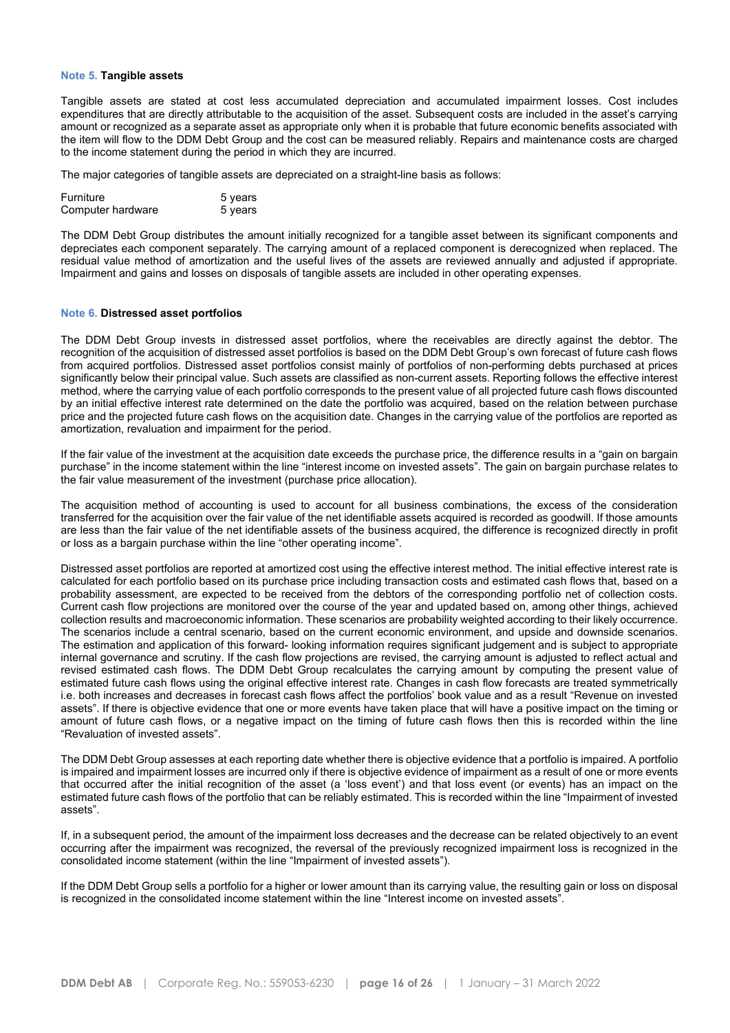### Note 5. Tangible assets

Tangible assets are stated at cost less accumulated depreciation and accumulated impairment losses. Cost includes expenditures that are directly attributable to the acquisition of the asset. Subsequent costs are included in the asset's carrying amount or recognized as a separate asset as appropriate only when it is probable that future economic benefits associated with the item will flow to the DDM Debt Group and the cost can be measured reliably. Repairs and maintenance costs are charged to the income statement during the period in which they are incurred.

The major categories of tangible assets are depreciated on a straight-line basis as follows:

| | |
|---|---|
| Furniture | 5 years |
| Computer hardware | 5 years |

The DDM Debt Group distributes the amount initially recognized for a tangible asset between its significant components and depreciates each component separately. The carrying amount of a replaced component is derecognized when replaced. The residual value method of amortization and the useful lives of the assets are reviewed annually and adjusted if appropriate. Impairment and gains and losses on disposals of tangible assets are included in other operating expenses.

### Note 6. Distressed asset portfolios

The DDM Debt Group invests in distressed asset portfolios, where the receivables are directly against the debtor. The recognition of the acquisition of distressed asset portfolios is based on the DDM Debt Group's own forecast of future cash flows from acquired portfolios. Distressed asset portfolios consist mainly of portfolios of non-performing debts purchased at prices significantly below their principal value. Such assets are classified as non-current assets. Reporting follows the effective interest method, where the carrying value of each portfolio corresponds to the present value of all projected future cash flows discounted by an initial effective interest rate determined on the date the portfolio was acquired, based on the relation between purchase price and the projected future cash flows on the acquisition date. Changes in the carrying value of the portfolios are reported as amortization, revaluation and impairment for the period.

If the fair value of the investment at the acquisition date exceeds the purchase price, the difference results in a "gain on bargain purchase" in the income statement within the line "interest income on invested assets". The gain on bargain purchase relates to the fair value measurement of the investment (purchase price allocation).

The acquisition method of accounting is used to account for all business combinations, the excess of the consideration transferred for the acquisition over the fair value of the net identifiable assets acquired is recorded as goodwill. If those amounts are less than the fair value of the net identifiable assets of the business acquired, the difference is recognized directly in profit or loss as a bargain purchase within the line "other operating income".

Distressed asset portfolios are reported at amortized cost using the effective interest method. The initial effective interest rate is calculated for each portfolio based on its purchase price including transaction costs and estimated cash flows that, based on a probability assessment, are expected to be received from the debtors of the corresponding portfolio net of collection costs. Current cash flow projections are monitored over the course of the year and updated based on, among other things, achieved collection results and macroeconomic information. These scenarios are probability weighted according to their likely occurrence. The scenarios include a central scenario, based on the current economic environment, and upside and downside scenarios. The estimation and application of this forward- looking information requires significant judgement and is subject to appropriate internal governance and scrutiny. If the cash flow projections are revised, the carrying amount is adjusted to reflect actual and revised estimated cash flows. The DDM Debt Group recalculates the carrying amount by computing the present value of estimated future cash flows using the original effective interest rate. Changes in cash flow forecasts are treated symmetrically i.e. both increases and decreases in forecast cash flows affect the portfolios' book value and as a result "Revenue on invested assets". If there is objective evidence that one or more events have taken place that will have a positive impact on the timing or amount of future cash flows, or a negative impact on the timing of future cash flows then this is recorded within the line "Revaluation of invested assets".

The DDM Debt Group assesses at each reporting date whether there is objective evidence that a portfolio is impaired. A portfolio is impaired and impairment losses are incurred only if there is objective evidence of impairment as a result of one or more events that occurred after the initial recognition of the asset (a 'loss event') and that loss event (or events) has an impact on the estimated future cash flows of the portfolio that can be reliably estimated. This is recorded within the line "Impairment of invested assets".

If, in a subsequent period, the amount of the impairment loss decreases and the decrease can be related objectively to an event occurring after the impairment was recognized, the reversal of the previously recognized impairment loss is recognized in the consolidated income statement (within the line "Impairment of invested assets").

If the DDM Debt Group sells a portfolio for a higher or lower amount than its carrying value, the resulting gain or loss on disposal is recognized in the consolidated income statement within the line "Interest income on invested assets".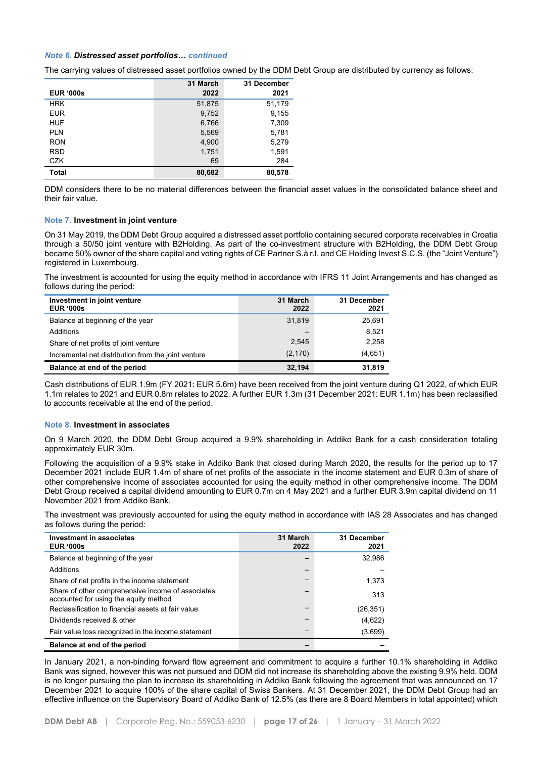*Note 6. Distressed asset portfolios… continued*

The carrying values of distressed asset portfolios owned by the DDM Debt Group are distributed by currency as follows:

| EUR '000s | 31 March 2022 | 31 December 2021 |
|---|---|---|
| HRK | 51,875 | 51,179 |
| EUR | 9,752 | 9,155 |
| HUF | 6,766 | 7,309 |
| PLN | 5,569 | 5,781 |
| RON | 4,900 | 5,279 |
| RSD | 1,751 | 1,591 |
| CZK | 69 | 284 |
| **Total** | **80,682** | **80,578** |

DDM considers there to be no material differences between the financial asset values in the consolidated balance sheet and their fair value.

### Note 7. Investment in joint venture

On 31 May 2019, the DDM Debt Group acquired a distressed asset portfolio containing secured corporate receivables in Croatia through a 50/50 joint venture with B2Holding. As part of the co-investment structure with B2Holding, the DDM Debt Group became 50% owner of the share capital and voting rights of CE Partner S.à r.l. and CE Holding Invest S.C.S. (the "Joint Venture") registered in Luxembourg.

The investment is accounted for using the equity method in accordance with IFRS 11 Joint Arrangements and has changed as follows during the period:

| Investment in joint venture EUR '000s | 31 March 2022 | 31 December 2021 |
|---|---|---|
| Balance at beginning of the year | 31,819 | 25,691 |
| Additions | – | 8,521 |
| Share of net profits of joint venture | 2,545 | 2,258 |
| Incremental net distribution from the joint venture | (2,170) | (4,651) |
| **Balance at end of the period** | **32,194** | **31,819** |

Cash distributions of EUR 1.9m (FY 2021: EUR 5.6m) have been received from the joint venture during Q1 2022, of which EUR 1.1m relates to 2021 and EUR 0.8m relates to 2022. A further EUR 1.3m (31 December 2021: EUR 1.1m) has been reclassified to accounts receivable at the end of the period.

### Note 8. Investment in associates

On 9 March 2020, the DDM Debt Group acquired a 9.9% shareholding in Addiko Bank for a cash consideration totaling approximately EUR 30m.

Following the acquisition of a 9.9% stake in Addiko Bank that closed during March 2020, the results for the period up to 17 December 2021 include EUR 1.4m of share of net profits of the associate in the income statement and EUR 0.3m of share of other comprehensive income of associates accounted for using the equity method in other comprehensive income. The DDM Debt Group received a capital dividend amounting to EUR 0.7m on 4 May 2021 and a further EUR 3.9m capital dividend on 11 November 2021 from Addiko Bank.

The investment was previously accounted for using the equity method in accordance with IAS 28 Associates and has changed as follows during the period:

| Investment in associates EUR '000s | 31 March 2022 | 31 December 2021 |
|---|---|---|
| Balance at beginning of the year | – | 32,986 |
| Additions | – | – |
| Share of net profits in the income statement | – | 1,373 |
| Share of other comprehensive income of associates accounted for using the equity method | – | 313 |
| Reclassification to financial assets at fair value | – | (26,351) |
| Dividends received & other | – | (4,622) |
| Fair value loss recognized in the income statement | – | (3,699) |
| **Balance at end of the period** | **–** | **–** |

In January 2021, a non-binding forward flow agreement and commitment to acquire a further 10.1% shareholding in Addiko Bank was signed, however this was not pursued and DDM did not increase its shareholding above the existing 9.9% held. DDM is no longer pursuing the plan to increase its shareholding in Addiko Bank following the agreement that was announced on 17 December 2021 to acquire 100% of the share capital of Swiss Bankers. At 31 December 2021, the DDM Debt Group had an effective influence on the Supervisory Board of Addiko Bank of 12.5% (as there are 8 Board Members in total appointed) which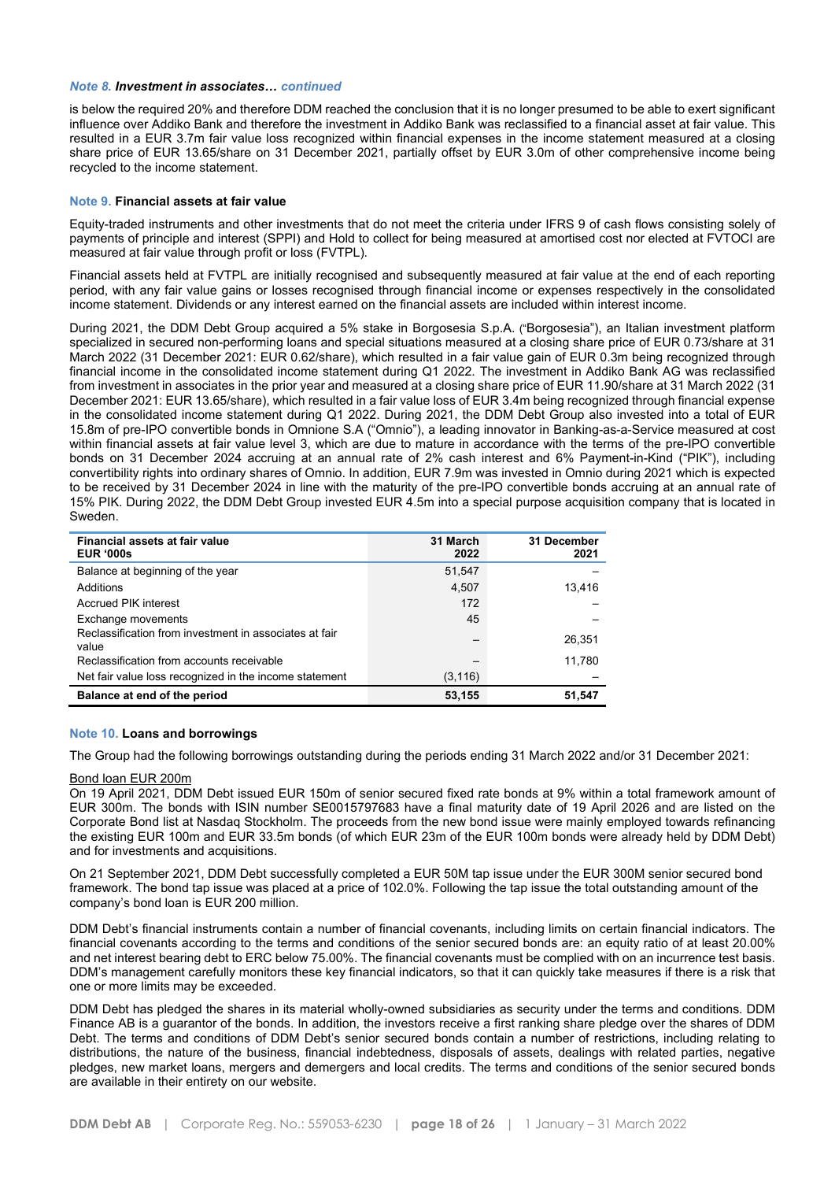***Note 8. Investment in associates… continued***

is below the required 20% and therefore DDM reached the conclusion that it is no longer presumed to be able to exert significant influence over Addiko Bank and therefore the investment in Addiko Bank was reclassified to a financial asset at fair value. This resulted in a EUR 3.7m fair value loss recognized within financial expenses in the income statement measured at a closing share price of EUR 13.65/share on 31 December 2021, partially offset by EUR 3.0m of other comprehensive income being recycled to the income statement.

## Note 9. Financial assets at fair value

Equity-traded instruments and other investments that do not meet the criteria under IFRS 9 of cash flows consisting solely of payments of principle and interest (SPPI) and Hold to collect for being measured at amortised cost nor elected at FVTOCI are measured at fair value through profit or loss (FVTPL).

Financial assets held at FVTPL are initially recognised and subsequently measured at fair value at the end of each reporting period, with any fair value gains or losses recognised through financial income or expenses respectively in the consolidated income statement. Dividends or any interest earned on the financial assets are included within interest income.

During 2021, the DDM Debt Group acquired a 5% stake in Borgosesia S.p.A. ("Borgosesia"), an Italian investment platform specialized in secured non-performing loans and special situations measured at a closing share price of EUR 0.73/share at 31 March 2022 (31 December 2021: EUR 0.62/share), which resulted in a fair value gain of EUR 0.3m being recognized through financial income in the consolidated income statement during Q1 2022. The investment in Addiko Bank AG was reclassified from investment in associates in the prior year and measured at a closing share price of EUR 11.90/share at 31 March 2022 (31 December 2021: EUR 13.65/share), which resulted in a fair value loss of EUR 3.4m being recognized through financial expense in the consolidated income statement during Q1 2022. During 2021, the DDM Debt Group also invested into a total of EUR 15.8m of pre-IPO convertible bonds in Omnione S.A ("Omnio"), a leading innovator in Banking-as-a-Service measured at cost within financial assets at fair value level 3, which are due to mature in accordance with the terms of the pre-IPO convertible bonds on 31 December 2024 accruing at an annual rate of 2% cash interest and 6% Payment-in-Kind ("PIK"), including convertibility rights into ordinary shares of Omnio. In addition, EUR 7.9m was invested in Omnio during 2021 which is expected to be received by 31 December 2024 in line with the maturity of the pre-IPO convertible bonds accruing at an annual rate of 15% PIK. During 2022, the DDM Debt Group invested EUR 4.5m into a special purpose acquisition company that is located in Sweden.

| Financial assets at fair value<br>EUR '000s | 31 March 2022 | 31 December 2021 |
|---|---|---|
| Balance at beginning of the year | 51,547 | – |
| Additions | 4,507 | 13,416 |
| Accrued PIK interest | 172 | – |
| Exchange movements | 45 | – |
| Reclassification from investment in associates at fair value | – | 26,351 |
| Reclassification from accounts receivable | – | 11,780 |
| Net fair value loss recognized in the income statement | (3,116) | – |
| **Balance at end of the period** | **53,155** | **51,547** |

## Note 10. Loans and borrowings

The Group had the following borrowings outstanding during the periods ending 31 March 2022 and/or 31 December 2021:

Bond loan EUR 200m

On 19 April 2021, DDM Debt issued EUR 150m of senior secured fixed rate bonds at 9% within a total framework amount of EUR 300m. The bonds with ISIN number SE0015797683 have a final maturity date of 19 April 2026 and are listed on the Corporate Bond list at Nasdaq Stockholm. The proceeds from the new bond issue were mainly employed towards refinancing the existing EUR 100m and EUR 33.5m bonds (of which EUR 23m of the EUR 100m bonds were already held by DDM Debt) and for investments and acquisitions.

On 21 September 2021, DDM Debt successfully completed a EUR 50M tap issue under the EUR 300M senior secured bond framework. The bond tap issue was placed at a price of 102.0%. Following the tap issue the total outstanding amount of the company's bond loan is EUR 200 million.

DDM Debt's financial instruments contain a number of financial covenants, including limits on certain financial indicators. The financial covenants according to the terms and conditions of the senior secured bonds are: an equity ratio of at least 20.00% and net interest bearing debt to ERC below 75.00%. The financial covenants must be complied with on an incurrence test basis. DDM's management carefully monitors these key financial indicators, so that it can quickly take measures if there is a risk that one or more limits may be exceeded.

DDM Debt has pledged the shares in its material wholly-owned subsidiaries as security under the terms and conditions. DDM Finance AB is a guarantor of the bonds. In addition, the investors receive a first ranking share pledge over the shares of DDM Debt. The terms and conditions of DDM Debt's senior secured bonds contain a number of restrictions, including relating to distributions, the nature of the business, financial indebtedness, disposals of assets, dealings with related parties, negative pledges, new market loans, mergers and demergers and local credits. The terms and conditions of the senior secured bonds are available in their entirety on our website.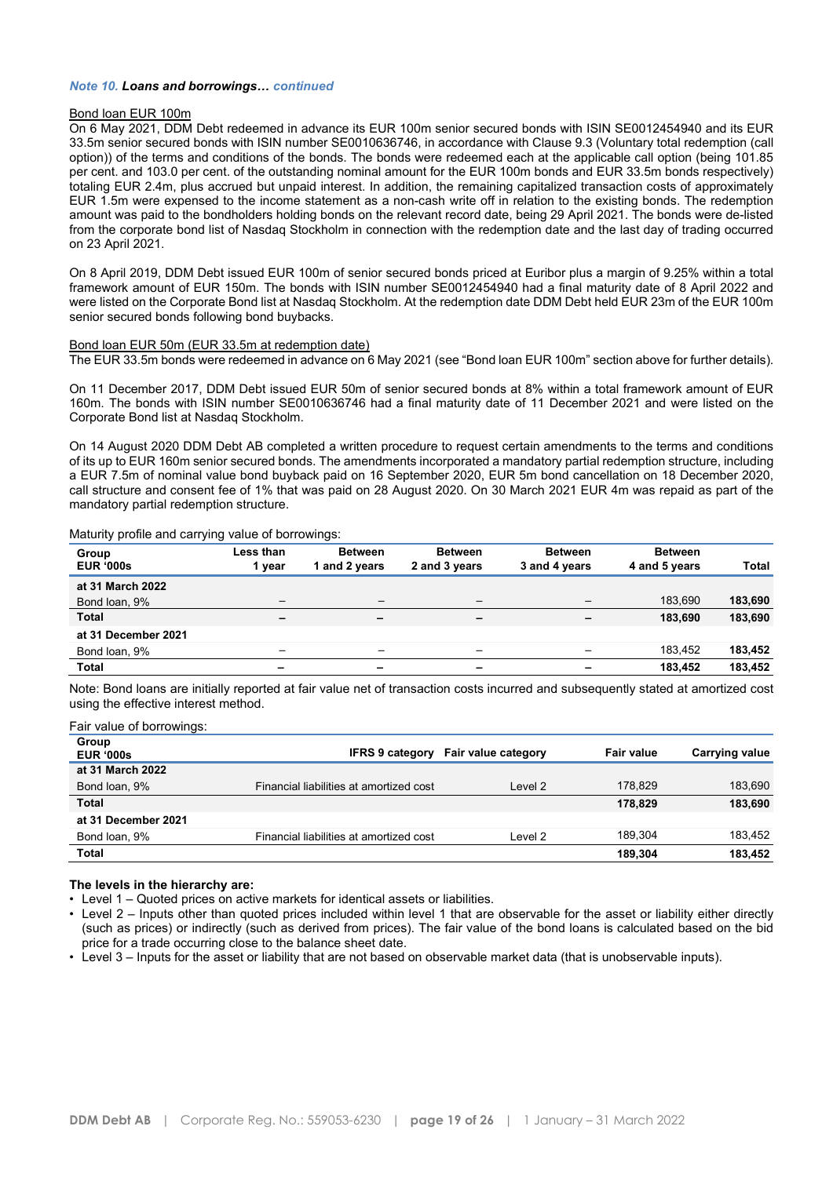***Note 10. Loans and borrowings… continued***

Bond loan EUR 100m

On 6 May 2021, DDM Debt redeemed in advance its EUR 100m senior secured bonds with ISIN SE0012454940 and its EUR 33.5m senior secured bonds with ISIN number SE0010636746, in accordance with Clause 9.3 (Voluntary total redemption (call option)) of the terms and conditions of the bonds. The bonds were redeemed each at the applicable call option (being 101.85 per cent. and 103.0 per cent. of the outstanding nominal amount for the EUR 100m bonds and EUR 33.5m bonds respectively) totaling EUR 2.4m, plus accrued but unpaid interest. In addition, the remaining capitalized transaction costs of approximately EUR 1.5m were expensed to the income statement as a non-cash write off in relation to the existing bonds. The redemption amount was paid to the bondholders holding bonds on the relevant record date, being 29 April 2021. The bonds were de-listed from the corporate bond list of Nasdaq Stockholm in connection with the redemption date and the last day of trading occurred on 23 April 2021.

On 8 April 2019, DDM Debt issued EUR 100m of senior secured bonds priced at Euribor plus a margin of 9.25% within a total framework amount of EUR 150m. The bonds with ISIN number SE0012454940 had a final maturity date of 8 April 2022 and were listed on the Corporate Bond list at Nasdaq Stockholm. At the redemption date DDM Debt held EUR 23m of the EUR 100m senior secured bonds following bond buybacks.

Bond loan EUR 50m (EUR 33.5m at redemption date)

The EUR 33.5m bonds were redeemed in advance on 6 May 2021 (see "Bond loan EUR 100m" section above for further details).

On 11 December 2017, DDM Debt issued EUR 50m of senior secured bonds at 8% within a total framework amount of EUR 160m. The bonds with ISIN number SE0010636746 had a final maturity date of 11 December 2021 and were listed on the Corporate Bond list at Nasdaq Stockholm.

On 14 August 2020 DDM Debt AB completed a written procedure to request certain amendments to the terms and conditions of its up to EUR 160m senior secured bonds. The amendments incorporated a mandatory partial redemption structure, including a EUR 7.5m of nominal value bond buyback paid on 16 September 2020, EUR 5m bond cancellation on 18 December 2020, call structure and consent fee of 1% that was paid on 28 August 2020. On 30 March 2021 EUR 4m was repaid as part of the mandatory partial redemption structure.

Maturity profile and carrying value of borrowings:

| Group<br>EUR '000s | Less than 1 year | Between 1 and 2 years | Between 2 and 3 years | Between 3 and 4 years | Between 4 and 5 years | Total |
|---|---|---|---|---|---|---|
| **at 31 March 2022** | | | | | | |
| Bond loan, 9% | – | – | – | – | 183,690 | **183,690** |
| **Total** | **–** | **–** | **–** | **–** | **183,690** | **183,690** |
| **at 31 December 2021** | | | | | | |
| Bond loan, 9% | – | – | – | – | 183,452 | **183,452** |
| **Total** | **–** | **–** | **–** | **–** | **183,452** | **183,452** |

Note: Bond loans are initially reported at fair value net of transaction costs incurred and subsequently stated at amortized cost using the effective interest method.

Fair value of borrowings:

| Group<br>EUR '000s | IFRS 9 category | Fair value category | Fair value | Carrying value |
|---|---|---|---|---|
| **at 31 March 2022** | | | | |
| Bond loan, 9% | Financial liabilities at amortized cost | Level 2 | 178,829 | 183,690 |
| **Total** | | | **178,829** | **183,690** |
| **at 31 December 2021** | | | | |
| Bond loan, 9% | Financial liabilities at amortized cost | Level 2 | 189,304 | 183,452 |
| **Total** | | | **189,304** | **183,452** |

**The levels in the hierarchy are:**

- Level 1 – Quoted prices on active markets for identical assets or liabilities.
- Level 2 – Inputs other than quoted prices included within level 1 that are observable for the asset or liability either directly (such as prices) or indirectly (such as derived from prices). The fair value of the bond loans is calculated based on the bid price for a trade occurring close to the balance sheet date.
- Level 3 – Inputs for the asset or liability that are not based on observable market data (that is unobservable inputs).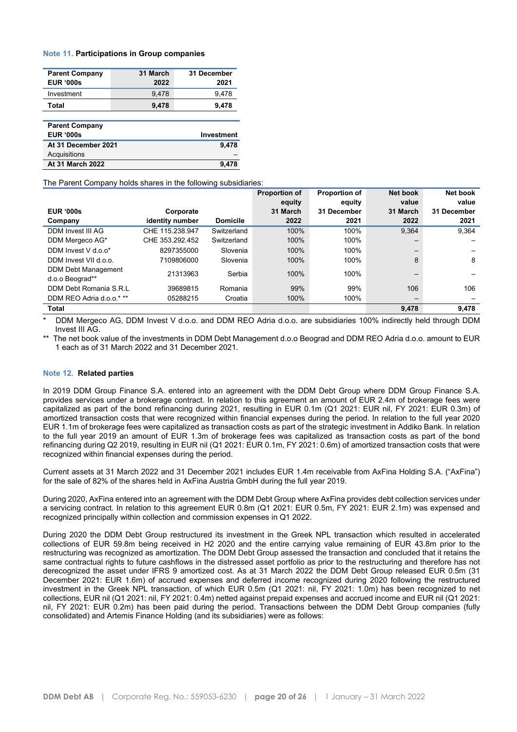### Note 11. Participations in Group companies

| Parent Company EUR '000s | 31 March 2022 | 31 December 2021 |
|---|---|---|
| Investment | 9,478 | 9,478 |
| **Total** | **9,478** | **9,478** |

| Parent Company EUR '000s | Investment |
|---|---|
| **At 31 December 2021** | **9,478** |
| Acquisitions | – |
| **At 31 March 2022** | **9,478** |

The Parent Company holds shares in the following subsidiaries:

| EUR '000s Company | Corporate identity number | Domicile | Proportion of equity 31 March 2022 | Proportion of equity 31 December 2021 | Net book value 31 March 2022 | Net book value 31 December 2021 |
|---|---|---|---|---|---|---|
| DDM Invest III AG | CHE 115.238.947 | Switzerland | 100% | 100% | 9,364 | 9,364 |
| DDM Mergeco AG* | CHE 353.292.452 | Switzerland | 100% | 100% | – | – |
| DDM Invest V d.o.o* | 8297355000 | Slovenia | 100% | 100% | – | – |
| DDM Invest VII d.o.o. | 7109806000 | Slovenia | 100% | 100% | 8 | 8 |
| DDM Debt Management d.o.o Beograd** | 21313963 | Serbia | 100% | 100% | – | – |
| DDM Debt Romania S.R.L | 39689815 | Romania | 99% | 99% | 106 | 106 |
| DDM REO Adria d.o.o.* ** | 05288215 | Croatia | 100% | 100% | – | – |
| **Total** | | | | | **9,478** | **9,478** |

\* DDM Mergeco AG, DDM Invest V d.o.o. and DDM REO Adria d.o.o. are subsidiaries 100% indirectly held through DDM Invest III AG.

** The net book value of the investments in DDM Debt Management d.o.o Beograd and DDM REO Adria d.o.o. amount to EUR 1 each as of 31 March 2022 and 31 December 2021.

### Note 12. Related parties

In 2019 DDM Group Finance S.A. entered into an agreement with the DDM Debt Group where DDM Group Finance S.A. provides services under a brokerage contract. In relation to this agreement an amount of EUR 2.4m of brokerage fees were capitalized as part of the bond refinancing during 2021, resulting in EUR 0.1m (Q1 2021: EUR nil, FY 2021: EUR 0.3m) of amortized transaction costs that were recognized within financial expenses during the period. In relation to the full year 2020 EUR 1.1m of brokerage fees were capitalized as transaction costs as part of the strategic investment in Addiko Bank. In relation to the full year 2019 an amount of EUR 1.3m of brokerage fees was capitalized as transaction costs as part of the bond refinancing during Q2 2019, resulting in EUR nil (Q1 2021: EUR 0.1m, FY 2021: 0.6m) of amortized transaction costs that were recognized within financial expenses during the period.

Current assets at 31 March 2022 and 31 December 2021 includes EUR 1.4m receivable from AxFina Holding S.A. ("AxFina") for the sale of 82% of the shares held in AxFina Austria GmbH during the full year 2019.

During 2020, AxFina entered into an agreement with the DDM Debt Group where AxFina provides debt collection services under a servicing contract. In relation to this agreement EUR 0.8m (Q1 2021: EUR 0.5m, FY 2021: EUR 2.1m) was expensed and recognized principally within collection and commission expenses in Q1 2022.

During 2020 the DDM Debt Group restructured its investment in the Greek NPL transaction which resulted in accelerated collections of EUR 59.8m being received in H2 2020 and the entire carrying value remaining of EUR 43.8m prior to the restructuring was recognized as amortization. The DDM Debt Group assessed the transaction and concluded that it retains the same contractual rights to future cashflows in the distressed asset portfolio as prior to the restructuring and therefore has not derecognized the asset under IFRS 9 amortized cost. As at 31 March 2022 the DDM Debt Group released EUR 0.5m (31 December 2021: EUR 1.6m) of accrued expenses and deferred income recognized during 2020 following the restructured investment in the Greek NPL transaction, of which EUR 0.5m (Q1 2021: nil, FY 2021: 1.0m) has been recognized to net collections, EUR nil (Q1 2021: nil, FY 2021: 0.4m) netted against prepaid expenses and accrued income and EUR nil (Q1 2021: nil, FY 2021: EUR 0.2m) has been paid during the period. Transactions between the DDM Debt Group companies (fully consolidated) and Artemis Finance Holding (and its subsidiaries) were as follows: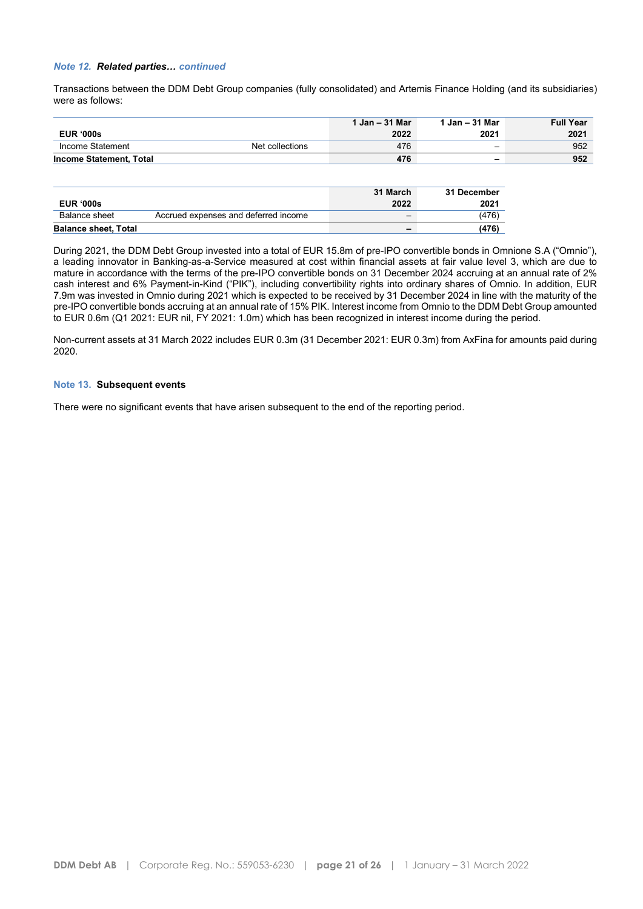*Note 12.* ***Related parties…*** *continued*

Transactions between the DDM Debt Group companies (fully consolidated) and Artemis Finance Holding (and its subsidiaries) were as follows:

| EUR '000s | | 1 Jan – 31 Mar 2022 | 1 Jan – 31 Mar 2021 | Full Year 2021 |
|---|---|---|---|---|
| Income Statement | Net collections | 476 | – | 952 |
| **Income Statement, Total** | | **476** | **–** | **952** |

| EUR '000s | | 31 March 2022 | 31 December 2021 |
|---|---|---|---|
| Balance sheet | Accrued expenses and deferred income | – | (476) |
| **Balance sheet, Total** | | **–** | **(476)** |

During 2021, the DDM Debt Group invested into a total of EUR 15.8m of pre-IPO convertible bonds in Omnione S.A ("Omnio"), a leading innovator in Banking-as-a-Service measured at cost within financial assets at fair value level 3, which are due to mature in accordance with the terms of the pre-IPO convertible bonds on 31 December 2024 accruing at an annual rate of 2% cash interest and 6% Payment-in-Kind ("PIK"), including convertibility rights into ordinary shares of Omnio. In addition, EUR 7.9m was invested in Omnio during 2021 which is expected to be received by 31 December 2024 in line with the maturity of the pre-IPO convertible bonds accruing at an annual rate of 15% PIK. Interest income from Omnio to the DDM Debt Group amounted to EUR 0.6m (Q1 2021: EUR nil, FY 2021: 1.0m) which has been recognized in interest income during the period.

Non-current assets at 31 March 2022 includes EUR 0.3m (31 December 2021: EUR 0.3m) from AxFina for amounts paid during 2020.

## Note 13. Subsequent events

There were no significant events that have arisen subsequent to the end of the reporting period.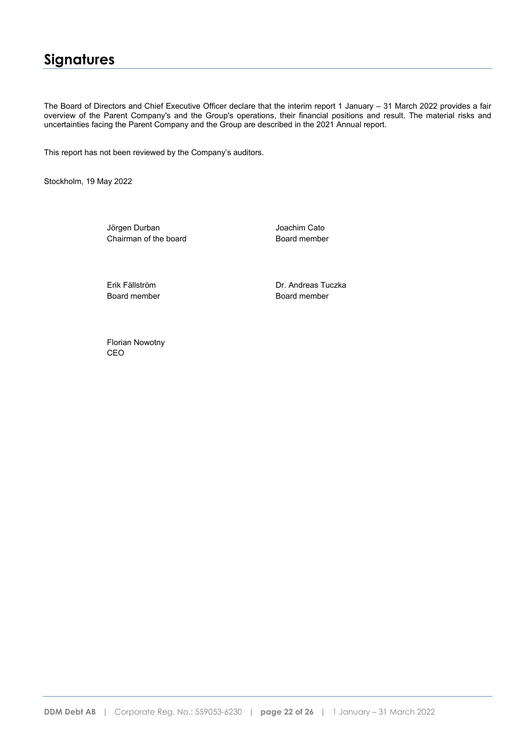# Signatures

The Board of Directors and Chief Executive Officer declare that the interim report 1 January – 31 March 2022 provides a fair overview of the Parent Company's and the Group's operations, their financial positions and result. The material risks and uncertainties facing the Parent Company and the Group are described in the 2021 Annual report.

This report has not been reviewed by the Company's auditors.

Stockholm, 19 May 2022

Jörgen Durban
Chairman of the board

Joachim Cato
Board member

Erik Fällström
Board member

Dr. Andreas Tuczka
Board member

Florian Nowotny
CEO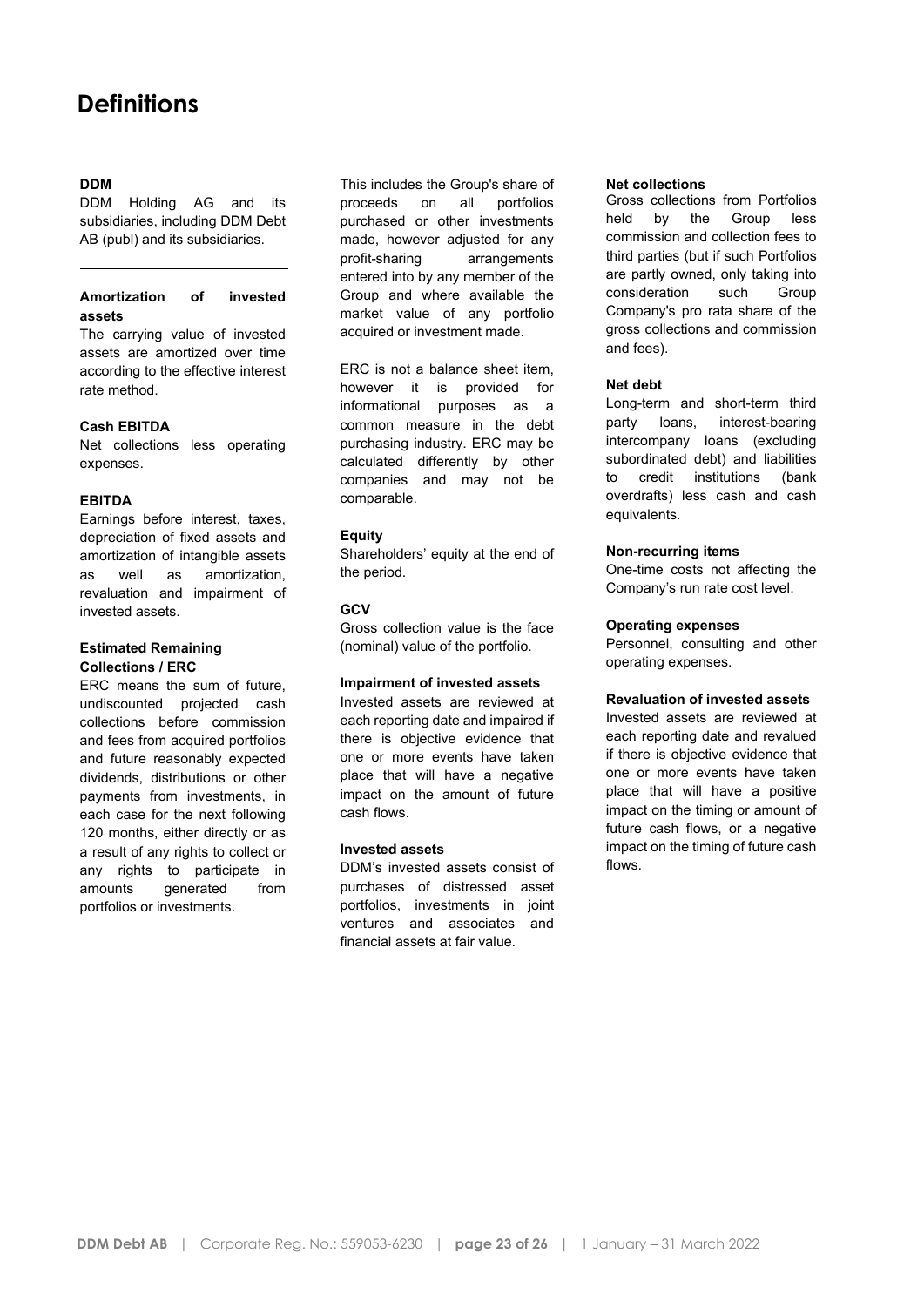# Definitions

**DDM**

DDM Holding AG and its subsidiaries, including DDM Debt AB (publ) and its subsidiaries.

---

**Amortization of invested assets**

The carrying value of invested assets are amortized over time according to the effective interest rate method.

**Cash EBITDA**

Net collections less operating expenses.

**EBITDA**

Earnings before interest, taxes, depreciation of fixed assets and amortization of intangible assets as well as amortization, revaluation and impairment of invested assets.

**Estimated Remaining Collections / ERC**

ERC means the sum of future, undiscounted projected cash collections before commission and fees from acquired portfolios and future reasonably expected dividends, distributions or other payments from investments, in each case for the next following 120 months, either directly or as a result of any rights to collect or any rights to participate in amounts generated from portfolios or investments.

This includes the Group's share of proceeds on all portfolios purchased or other investments made, however adjusted for any profit-sharing arrangements entered into by any member of the Group and where available the market value of any portfolio acquired or investment made.

ERC is not a balance sheet item, however it is provided for informational purposes as a common measure in the debt purchasing industry. ERC may be calculated differently by other companies and may not be comparable.

**Equity**

Shareholders' equity at the end of the period.

**GCV**

Gross collection value is the face (nominal) value of the portfolio.

**Impairment of invested assets**

Invested assets are reviewed at each reporting date and impaired if there is objective evidence that one or more events have taken place that will have a negative impact on the amount of future cash flows.

**Invested assets**

DDM's invested assets consist of purchases of distressed asset portfolios, investments in joint ventures and associates and financial assets at fair value.

**Net collections**

Gross collections from Portfolios held by the Group less commission and collection fees to third parties (but if such Portfolios are partly owned, only taking into consideration such Group Company's pro rata share of the gross collections and commission and fees).

**Net debt**

Long-term and short-term third party loans, interest-bearing intercompany loans (excluding subordinated debt) and liabilities to credit institutions (bank overdrafts) less cash and cash equivalents.

**Non-recurring items**

One-time costs not affecting the Company's run rate cost level.

**Operating expenses**

Personnel, consulting and other operating expenses.

**Revaluation of invested assets**

Invested assets are reviewed at each reporting date and revalued if there is objective evidence that one or more events have taken place that will have a positive impact on the timing or amount of future cash flows, or a negative impact on the timing of future cash flows.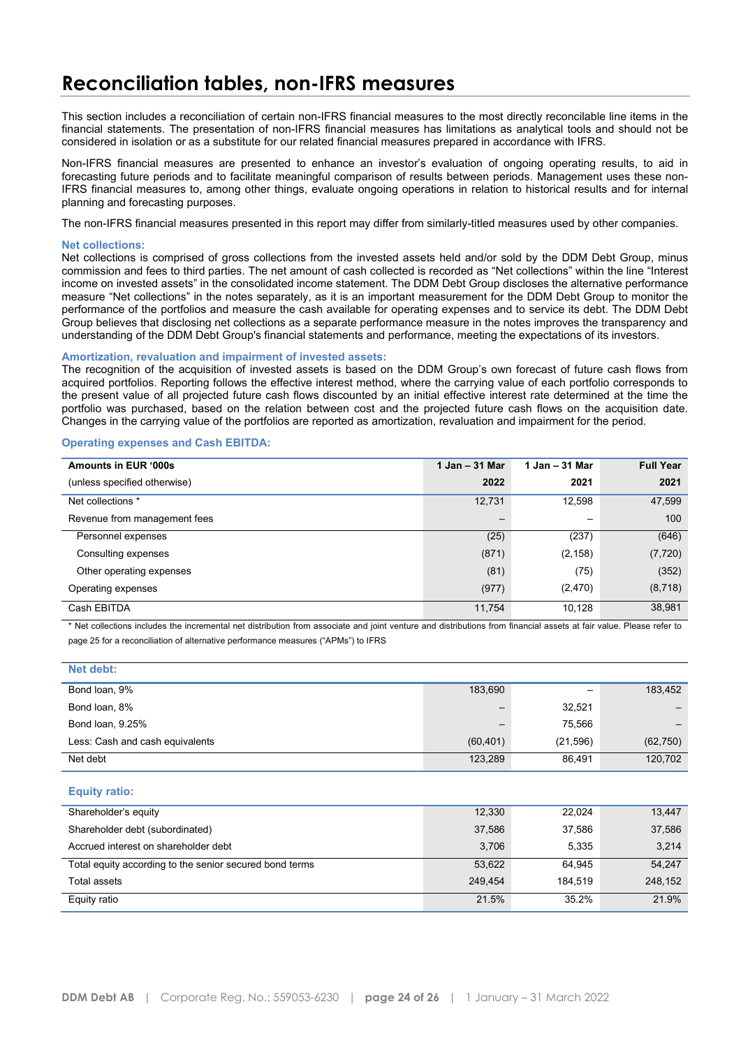# Reconciliation tables, non-IFRS measures

This section includes a reconciliation of certain non-IFRS financial measures to the most directly reconcilable line items in the financial statements. The presentation of non-IFRS financial measures has limitations as analytical tools and should not be considered in isolation or as a substitute for our related financial measures prepared in accordance with IFRS.

Non-IFRS financial measures are presented to enhance an investor's evaluation of ongoing operating results, to aid in forecasting future periods and to facilitate meaningful comparison of results between periods. Management uses these non-IFRS financial measures to, among other things, evaluate ongoing operations in relation to historical results and for internal planning and forecasting purposes.

The non-IFRS financial measures presented in this report may differ from similarly-titled measures used by other companies.

### Net collections:

Net collections is comprised of gross collections from the invested assets held and/or sold by the DDM Debt Group, minus commission and fees to third parties. The net amount of cash collected is recorded as "Net collections" within the line "Interest income on invested assets" in the consolidated income statement. The DDM Debt Group discloses the alternative performance measure "Net collections" in the notes separately, as it is an important measurement for the DDM Debt Group to monitor the performance of the portfolios and measure the cash available for operating expenses and to service its debt. The DDM Debt Group believes that disclosing net collections as a separate performance measure in the notes improves the transparency and understanding of the DDM Debt Group's financial statements and performance, meeting the expectations of its investors.

### Amortization, revaluation and impairment of invested assets:

The recognition of the acquisition of invested assets is based on the DDM Group's own forecast of future cash flows from acquired portfolios. Reporting follows the effective interest method, where the carrying value of each portfolio corresponds to the present value of all projected future cash flows discounted by an initial effective interest rate determined at the time the portfolio was purchased, based on the relation between cost and the projected future cash flows on the acquisition date. Changes in the carrying value of the portfolios are reported as amortization, revaluation and impairment for the period.

### Operating expenses and Cash EBITDA:

| **Amounts in EUR '000s** | **1 Jan – 31 Mar** | **1 Jan – 31 Mar** | **Full Year** |
|---|---|---|---|
| (unless specified otherwise) | **2022** | **2021** | **2021** |
| Net collections * | 12,731 | 12,598 | 47,599 |
| Revenue from management fees | – | – | 100 |
| Personnel expenses | (25) | (237) | (646) |
| Consulting expenses | (871) | (2,158) | (7,720) |
| Other operating expenses | (81) | (75) | (352) |
| Operating expenses | (977) | (2,470) | (8,718) |
| Cash EBITDA | 11,754 | 10,128 | 38,981 |

* Net collections includes the incremental net distribution from associate and joint venture and distributions from financial assets at fair value. Please refer to page 25 for a reconciliation of alternative performance measures ("APMs") to IFRS

### Net debt:

| | | | |
|---|---|---|---|
| Bond loan, 9% | 183,690 | – | 183,452 |
| Bond loan, 8% | – | 32,521 | – |
| Bond loan, 9.25% | – | 75,566 | – |
| Less: Cash and cash equivalents | (60,401) | (21,596) | (62,750) |
| Net debt | 123,289 | 86,491 | 120,702 |

### Equity ratio:

| | | | |
|---|---|---|---|
| Shareholder's equity | 12,330 | 22,024 | 13,447 |
| Shareholder debt (subordinated) | 37,586 | 37,586 | 37,586 |
| Accrued interest on shareholder debt | 3,706 | 5,335 | 3,214 |
| Total equity according to the senior secured bond terms | 53,622 | 64,945 | 54,247 |
| Total assets | 249,454 | 184,519 | 248,152 |
| Equity ratio | 21.5% | 35.2% | 21.9% |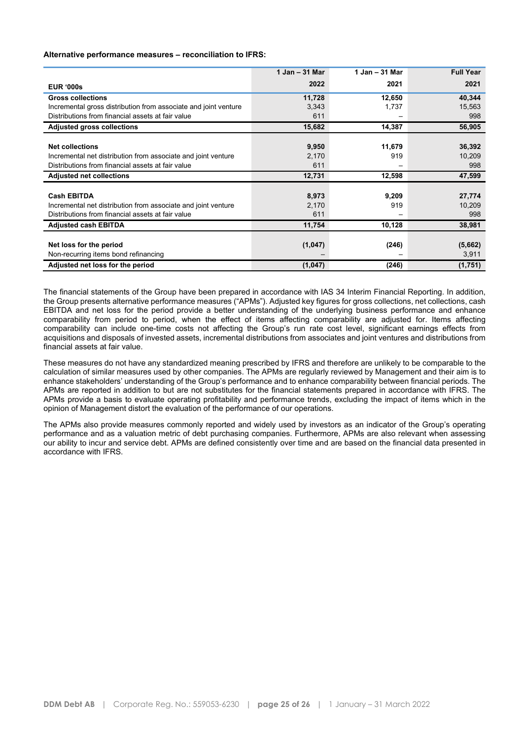**Alternative performance measures – reconciliation to IFRS:**

| EUR '000s | 1 Jan – 31 Mar 2022 | 1 Jan – 31 Mar 2021 | Full Year 2021 |
|---|---|---|---|
| **Gross collections** | **11,728** | **12,650** | **40,344** |
| Incremental gross distribution from associate and joint venture | 3,343 | 1,737 | 15,563 |
| Distributions from financial assets at fair value | 611 | – | 998 |
| **Adjusted gross collections** | **15,682** | **14,387** | **56,905** |
| | | | |
| **Net collections** | **9,950** | **11,679** | **36,392** |
| Incremental net distribution from associate and joint venture | 2,170 | 919 | 10,209 |
| Distributions from financial assets at fair value | 611 | – | 998 |
| **Adjusted net collections** | **12,731** | **12,598** | **47,599** |
| | | | |
| **Cash EBITDA** | **8,973** | **9,209** | **27,774** |
| Incremental net distribution from associate and joint venture | 2,170 | 919 | 10,209 |
| Distributions from financial assets at fair value | 611 | – | 998 |
| **Adjusted cash EBITDA** | **11,754** | **10,128** | **38,981** |
| | | | |
| **Net loss for the period** | **(1,047)** | **(246)** | **(5,662)** |
| Non-recurring items bond refinancing | – | – | 3,911 |
| **Adjusted net loss for the period** | **(1,047)** | **(246)** | **(1,751)** |

The financial statements of the Group have been prepared in accordance with IAS 34 Interim Financial Reporting. In addition, the Group presents alternative performance measures ("APMs"). Adjusted key figures for gross collections, net collections, cash EBITDA and net loss for the period provide a better understanding of the underlying business performance and enhance comparability from period to period, when the effect of items affecting comparability are adjusted for. Items affecting comparability can include one-time costs not affecting the Group's run rate cost level, significant earnings effects from acquisitions and disposals of invested assets, incremental distributions from associates and joint ventures and distributions from financial assets at fair value.

These measures do not have any standardized meaning prescribed by IFRS and therefore are unlikely to be comparable to the calculation of similar measures used by other companies. The APMs are regularly reviewed by Management and their aim is to enhance stakeholders' understanding of the Group's performance and to enhance comparability between financial periods. The APMs are reported in addition to but are not substitutes for the financial statements prepared in accordance with IFRS. The APMs provide a basis to evaluate operating profitability and performance trends, excluding the impact of items which in the opinion of Management distort the evaluation of the performance of our operations.

The APMs also provide measures commonly reported and widely used by investors as an indicator of the Group's operating performance and as a valuation metric of debt purchasing companies. Furthermore, APMs are also relevant when assessing our ability to incur and service debt. APMs are defined consistently over time and are based on the financial data presented in accordance with IFRS.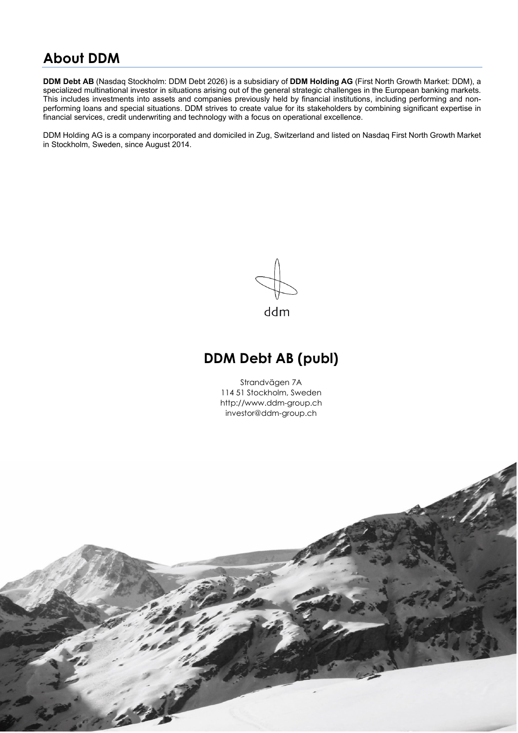# About DDM

**DDM Debt AB** (Nasdaq Stockholm: DDM Debt 2026) is a subsidiary of **DDM Holding AG** (First North Growth Market: DDM), a specialized multinational investor in situations arising out of the general strategic challenges in the European banking markets. This includes investments into assets and companies previously held by financial institutions, including performing and non-performing loans and special situations. DDM strives to create value for its stakeholders by combining significant expertise in financial services, credit underwriting and technology with a focus on operational excellence.

DDM Holding AG is a company incorporated and domiciled in Zug, Switzerland and listed on Nasdaq First North Growth Market in Stockholm, Sweden, since August 2014.

ddm

## DDM Debt AB (publ)

Strandvägen 7A
114 51 Stockholm, Sweden
http://www.ddm-group.ch
investor@ddm-group.ch